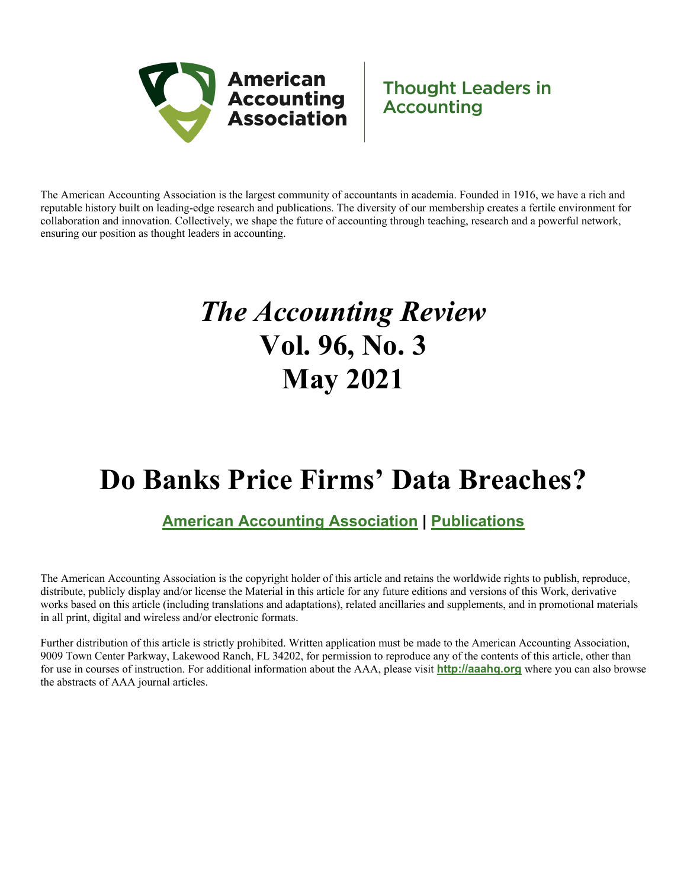American Accounting Association

Thought Leaders in Accounting

The American Accounting Association is the largest community of accountants in academia. Founded in 1916, we have a rich and reputable history built on leading-edge research and publications. The diversity of our membership creates a fertile environment for collaboration and innovation. Collectively, we shape the future of accounting through teaching, research and a powerful network, ensuring our position as thought leaders in accounting.

# *The Accounting Review* Vol. 96, No. 3 May 2021

# Do Banks Price Firms' Data Breaches?

**American Accounting Association | Publications**

The American Accounting Association is the copyright holder of this article and retains the worldwide rights to publish, reproduce, distribute, publicly display and/or license the Material in this article for any future editions and versions of this Work, derivative works based on this article (including translations and adaptations), related ancillaries and supplements, and in promotional materials in all print, digital and wireless and/or electronic formats.

Further distribution of this article is strictly prohibited. Written application must be made to the American Accounting Association, 9009 Town Center Parkway, Lakewood Ranch, FL 34202, for permission to reproduce any of the contents of this article, other than for use in courses of instruction. For additional information about the AAA, please visit **http://aaahq.org** where you can also browse the abstracts of AAA journal articles.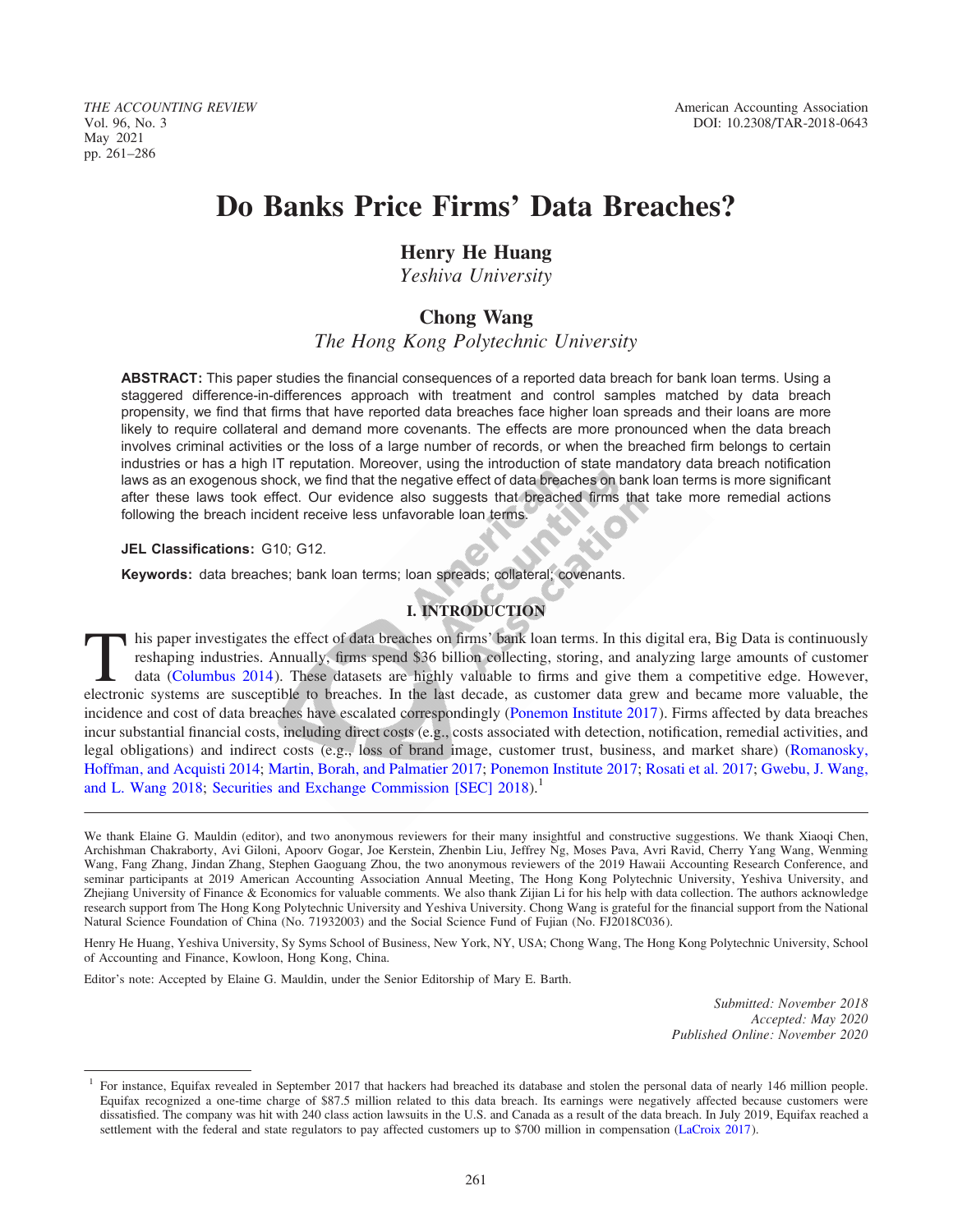# Do Banks Price Firms' Data Breaches?

**Henry He Huang**
*Yeshiva University*

**Chong Wang**
*The Hong Kong Polytechnic University*

**ABSTRACT:** This paper studies the financial consequences of a reported data breach for bank loan terms. Using a staggered difference-in-differences approach with treatment and control samples matched by data breach propensity, we find that firms that have reported data breaches face higher loan spreads and their loans are more likely to require collateral and demand more covenants. The effects are more pronounced when the data breach involves criminal activities or the loss of a large number of records, or when the breached firm belongs to certain industries or has a high IT reputation. Moreover, using the introduction of state mandatory data breach notification laws as an exogenous shock, we find that the negative effect of data breaches on bank loan terms is more significant after these laws took effect. Our evidence also suggests that breached firms that take more remedial actions following the breach incident receive less unfavorable loan terms.

**JEL Classifications:** G10; G12.

**Keywords:** data breaches; bank loan terms; loan spreads; collateral; covenants.

## I. INTRODUCTION

This paper investigates the effect of data breaches on firms' bank loan terms. In this digital era, Big Data is continuously reshaping industries. Annually, firms spend $36 billion collecting, storing, and analyzing large amounts of customer data (Columbus 2014). These datasets are highly valuable to firms and give them a competitive edge. However, electronic systems are susceptible to breaches. In the last decade, as customer data grew and became more valuable, the incidence and cost of data breaches have escalated correspondingly (Ponemon Institute 2017). Firms affected by data breaches incur substantial financial costs, including direct costs (e.g., costs associated with detection, notification, remedial activities, and legal obligations) and indirect costs (e.g., loss of brand image, customer trust, business, and market share) (Romanosky, Hoffman, and Acquisti 2014; Martin, Borah, and Palmatier 2017; Ponemon Institute 2017; Rosati et al. 2017; Gwebu, J. Wang, and L. Wang 2018; Securities and Exchange Commission [SEC] 2018).[1]

---

We thank Elaine G. Mauldin (editor), and two anonymous reviewers for their many insightful and constructive suggestions. We thank Xiaoqi Chen, Archishman Chakraborty, Avi Giloni, Apoorv Gogar, Joe Kerstein, Zhenbin Liu, Jeffrey Ng, Moses Pava, Avri Ravid, Cherry Yang Wang, Wenming Wang, Fang Zhang, Jindan Zhang, Stephen Gaoguang Zhou, the two anonymous reviewers of the 2019 Hawaii Accounting Research Conference, and seminar participants at 2019 American Accounting Association Annual Meeting, The Hong Kong Polytechnic University, Yeshiva University, and Zhejiang University of Finance & Economics for valuable comments. We also thank Zijian Li for his help with data collection. The authors acknowledge research support from The Hong Kong Polytechnic University and Yeshiva University. Chong Wang is grateful for the financial support from the National Natural Science Foundation of China (No. 71932003) and the Social Science Fund of Fujian (No. FJ2018C036).

Henry He Huang, Yeshiva University, Sy Syms School of Business, New York, NY, USA; Chong Wang, The Hong Kong Polytechnic University, School of Accounting and Finance, Kowloon, Hong Kong, China.

Editor's note: Accepted by Elaine G. Mauldin, under the Senior Editorship of Mary E. Barth.

*Submitted: November 2018*
*Accepted: May 2020*
*Published Online: November 2020*

---

[1] For instance, Equifax revealed in September 2017 that hackers had breached its database and stolen the personal data of nearly 146 million people. Equifax recognized a one-time charge of $87.5 million related to this data breach. Its earnings were negatively affected because customers were dissatisfied. The company was hit with 240 class action lawsuits in the U.S. and Canada as a result of the data breach. In July 2019, Equifax reached a settlement with the federal and state regulators to pay affected customers up to $700 million in compensation (LaCroix 2017).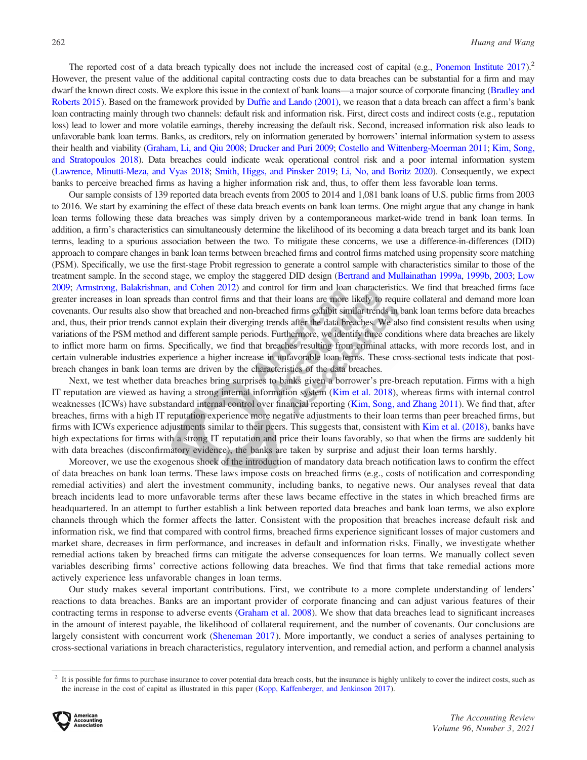The reported cost of a data breach typically does not include the increased cost of capital (e.g., Ponemon Institute 2017).[2] However, the present value of the additional capital contracting costs due to data breaches can be substantial for a firm and may dwarf the known direct costs. We explore this issue in the context of bank loans—a major source of corporate financing (Bradley and Roberts 2015). Based on the framework provided by Duffie and Lando (2001), we reason that a data breach can affect a firm's bank loan contracting mainly through two channels: default risk and information risk. First, direct costs and indirect costs (e.g., reputation loss) lead to lower and more volatile earnings, thereby increasing the default risk. Second, increased information risk also leads to unfavorable bank loan terms. Banks, as creditors, rely on information generated by borrowers' internal information system to assess their health and viability (Graham, Li, and Qiu 2008; Drucker and Puri 2009; Costello and Wittenberg-Moerman 2011; Kim, Song, and Stratopoulos 2018). Data breaches could indicate weak operational control risk and a poor internal information system (Lawrence, Minutti-Meza, and Vyas 2018; Smith, Higgs, and Pinsker 2019; Li, No, and Boritz 2020). Consequently, we expect banks to perceive breached firms as having a higher information risk and, thus, to offer them less favorable loan terms.

Our sample consists of 139 reported data breach events from 2005 to 2014 and 1,081 bank loans of U.S. public firms from 2003 to 2016. We start by examining the effect of these data breach events on bank loan terms. One might argue that any change in bank loan terms following these data breaches was simply driven by a contemporaneous market-wide trend in bank loan terms. In addition, a firm's characteristics can simultaneously determine the likelihood of its becoming a data breach target and its bank loan terms, leading to a spurious association between the two. To mitigate these concerns, we use a difference-in-differences (DID) approach to compare changes in bank loan terms between breached firms and control firms matched using propensity score matching (PSM). Specifically, we use the first-stage Probit regression to generate a control sample with characteristics similar to those of the treatment sample. In the second stage, we employ the staggered DID design (Bertrand and Mullainathan 1999a, 1999b, 2003; Low 2009; Armstrong, Balakrishnan, and Cohen 2012) and control for firm and loan characteristics. We find that breached firms face greater increases in loan spreads than control firms and that their loans are more likely to require collateral and demand more loan covenants. Our results also show that breached and non-breached firms exhibit similar trends in bank loan terms before data breaches and, thus, their prior trends cannot explain their diverging trends after the data breaches. We also find consistent results when using variations of the PSM method and different sample periods. Furthermore, we identify three conditions where data breaches are likely to inflict more harm on firms. Specifically, we find that breaches resulting from criminal attacks, with more records lost, and in certain vulnerable industries experience a higher increase in unfavorable loan terms. These cross-sectional tests indicate that post-breach changes in bank loan terms are driven by the characteristics of the data breaches.

Next, we test whether data breaches bring surprises to banks given a borrower's pre-breach reputation. Firms with a high IT reputation are viewed as having a strong internal information system (Kim et al. 2018), whereas firms with internal control weaknesses (ICWs) have substandard internal control over financial reporting (Kim, Song, and Zhang 2011). We find that, after breaches, firms with a high IT reputation experience more negative adjustments to their loan terms than peer breached firms, but firms with ICWs experience adjustments similar to their peers. This suggests that, consistent with Kim et al. (2018), banks have high expectations for firms with a strong IT reputation and price their loans favorably, so that when the firms are suddenly hit with data breaches (disconfirmatory evidence), the banks are taken by surprise and adjust their loan terms harshly.

Moreover, we use the exogenous shock of the introduction of mandatory data breach notification laws to confirm the effect of data breaches on bank loan terms. These laws impose costs on breached firms (e.g., costs of notification and corresponding remedial activities) and alert the investment community, including banks, to negative news. Our analyses reveal that data breach incidents lead to more unfavorable terms after these laws became effective in the states in which breached firms are headquartered. In an attempt to further establish a link between reported data breaches and bank loan terms, we also explore channels through which the former affects the latter. Consistent with the proposition that breaches increase default risk and information risk, we find that compared with control firms, breached firms experience significant losses of major customers and market share, decreases in firm performance, and increases in default and information risks. Finally, we investigate whether remedial actions taken by breached firms can mitigate the adverse consequences for loan terms. We manually collect seven variables describing firms' corrective actions following data breaches. We find that firms that take remedial actions more actively experience less unfavorable changes in loan terms.

Our study makes several important contributions. First, we contribute to a more complete understanding of lenders' reactions to data breaches. Banks are an important provider of corporate financing and can adjust various features of their contracting terms in response to adverse events (Graham et al. 2008). We show that data breaches lead to significant increases in the amount of interest payable, the likelihood of collateral requirement, and the number of covenants. Our conclusions are largely consistent with concurrent work (Sheneman 2017). More importantly, we conduct a series of analyses pertaining to cross-sectional variations in breach characteristics, regulatory intervention, and remedial action, and perform a channel analysis

[2] It is possible for firms to purchase insurance to cover potential data breach costs, but the insurance is highly unlikely to cover the indirect costs, such as the increase in the cost of capital as illustrated in this paper (Kopp, Kaffenberger, and Jenkinson 2017).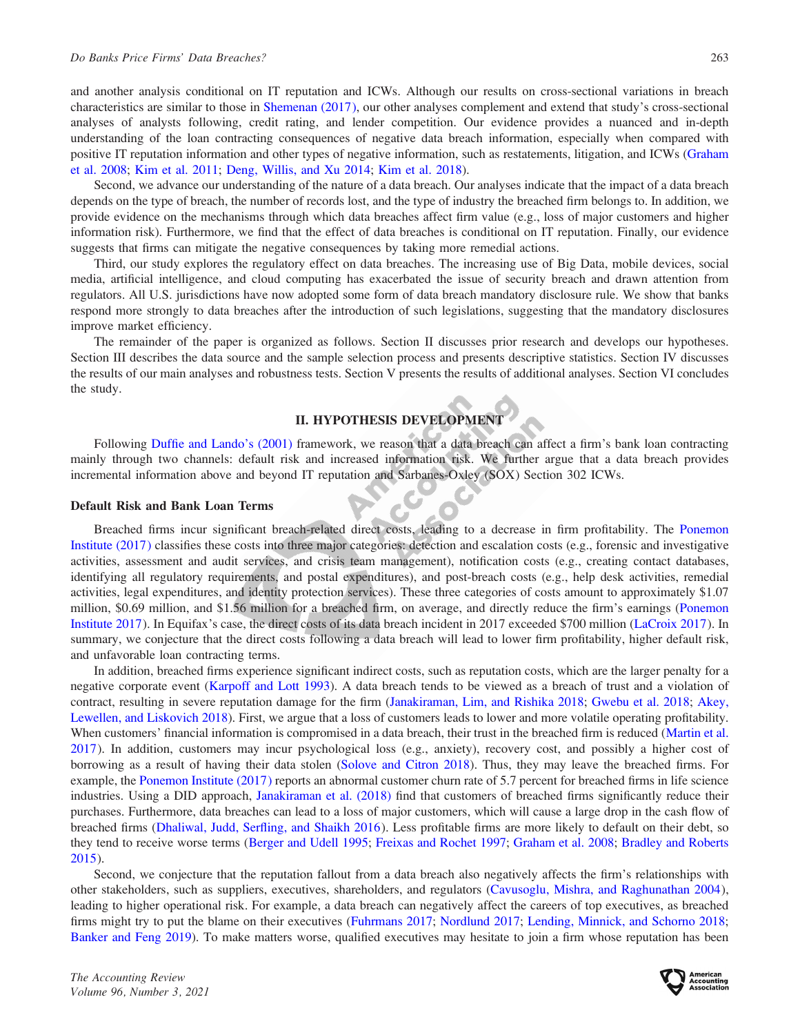and another analysis conditional on IT reputation and ICWs. Although our results on cross-sectional variations in breach characteristics are similar to those in Shemenan (2017), our other analyses complement and extend that study's cross-sectional analyses of analysts following, credit rating, and lender competition. Our evidence provides a nuanced and in-depth understanding of the loan contracting consequences of negative data breach information, especially when compared with positive IT reputation information and other types of negative information, such as restatements, litigation, and ICWs (Graham et al. 2008; Kim et al. 2011; Deng, Willis, and Xu 2014; Kim et al. 2018).

Second, we advance our understanding of the nature of a data breach. Our analyses indicate that the impact of a data breach depends on the type of breach, the number of records lost, and the type of industry the breached firm belongs to. In addition, we provide evidence on the mechanisms through which data breaches affect firm value (e.g., loss of major customers and higher information risk). Furthermore, we find that the effect of data breaches is conditional on IT reputation. Finally, our evidence suggests that firms can mitigate the negative consequences by taking more remedial actions.

Third, our study explores the regulatory effect on data breaches. The increasing use of Big Data, mobile devices, social media, artificial intelligence, and cloud computing has exacerbated the issue of security breach and drawn attention from regulators. All U.S. jurisdictions have now adopted some form of data breach mandatory disclosure rule. We show that banks respond more strongly to data breaches after the introduction of such legislations, suggesting that the mandatory disclosures improve market efficiency.

The remainder of the paper is organized as follows. Section II discusses prior research and develops our hypotheses. Section III describes the data source and the sample selection process and presents descriptive statistics. Section IV discusses the results of our main analyses and robustness tests. Section V presents the results of additional analyses. Section VI concludes the study.

## II. HYPOTHESIS DEVELOPMENT

Following Duffie and Lando's (2001) framework, we reason that a data breach can affect a firm's bank loan contracting mainly through two channels: default risk and increased information risk. We further argue that a data breach provides incremental information above and beyond IT reputation and Sarbanes-Oxley (SOX) Section 302 ICWs.

### Default Risk and Bank Loan Terms

Breached firms incur significant breach-related direct costs, leading to a decrease in firm profitability. The Ponemon Institute (2017) classifies these costs into three major categories: detection and escalation costs (e.g., forensic and investigative activities, assessment and audit services, and crisis team management), notification costs (e.g., creating contact databases, identifying all regulatory requirements, and postal expenditures), and post-breach costs (e.g., help desk activities, remedial activities, legal expenditures, and identity protection services). These three categories of costs amount to approximately $1.07 million, $0.69 million, and $1.56 million for a breached firm, on average, and directly reduce the firm's earnings (Ponemon Institute 2017). In Equifax's case, the direct costs of its data breach incident in 2017 exceeded $700 million (LaCroix 2017). In summary, we conjecture that the direct costs following a data breach will lead to lower firm profitability, higher default risk, and unfavorable loan contracting terms.

In addition, breached firms experience significant indirect costs, such as reputation costs, which are the larger penalty for a negative corporate event (Karpoff and Lott 1993). A data breach tends to be viewed as a breach of trust and a violation of contract, resulting in severe reputation damage for the firm (Janakiraman, Lim, and Rishika 2018; Gwebu et al. 2018; Akey, Lewellen, and Liskovich 2018). First, we argue that a loss of customers leads to lower and more volatile operating profitability. When customers' financial information is compromised in a data breach, their trust in the breached firm is reduced (Martin et al. 2017). In addition, customers may incur psychological loss (e.g., anxiety), recovery cost, and possibly a higher cost of borrowing as a result of having their data stolen (Solove and Citron 2018). Thus, they may leave the breached firms. For example, the Ponemon Institute (2017) reports an abnormal customer churn rate of 5.7 percent for breached firms in life science industries. Using a DID approach, Janakiraman et al. (2018) find that customers of breached firms significantly reduce their purchases. Furthermore, data breaches can lead to a loss of major customers, which will cause a large drop in the cash flow of breached firms (Dhaliwal, Judd, Serfling, and Shaikh 2016). Less profitable firms are more likely to default on their debt, so they tend to receive worse terms (Berger and Udell 1995; Freixas and Rochet 1997; Graham et al. 2008; Bradley and Roberts 2015).

Second, we conjecture that the reputation fallout from a data breach also negatively affects the firm's relationships with other stakeholders, such as suppliers, executives, shareholders, and regulators (Cavusoglu, Mishra, and Raghunathan 2004), leading to higher operational risk. For example, a data breach can negatively affect the careers of top executives, as breached firms might try to put the blame on their executives (Fuhrmans 2017; Nordlund 2017; Lending, Minnick, and Schorno 2018; Banker and Feng 2019). To make matters worse, qualified executives may hesitate to join a firm whose reputation has been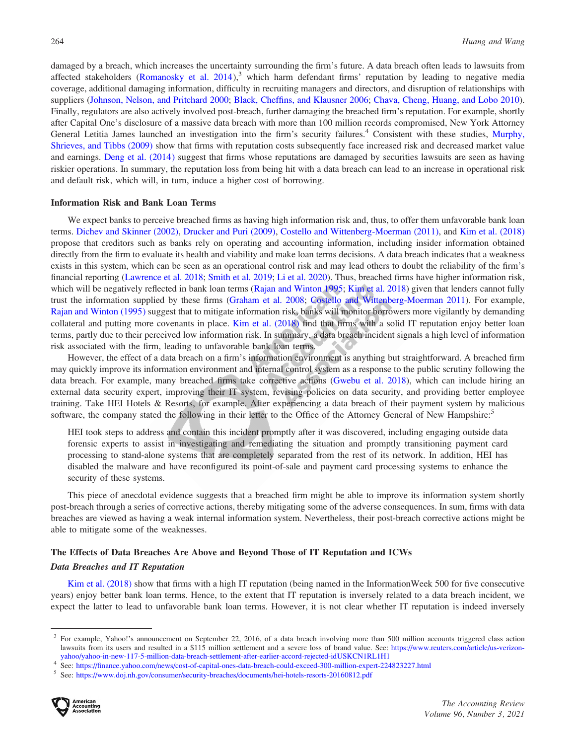damaged by a breach, which increases the uncertainty surrounding the firm's future. A data breach often leads to lawsuits from affected stakeholders (Romanosky et al. 2014),[3] which harm defendant firms' reputation by leading to negative media coverage, additional damaging information, difficulty in recruiting managers and directors, and disruption of relationships with suppliers (Johnson, Nelson, and Pritchard 2000; Black, Cheffins, and Klausner 2006; Chava, Cheng, Huang, and Lobo 2010). Finally, regulators are also actively involved post-breach, further damaging the breached firm's reputation. For example, shortly after Capital One's disclosure of a massive data breach with more than 100 million records compromised, New York Attorney General Letitia James launched an investigation into the firm's security failures.[4] Consistent with these studies, Murphy, Shrieves, and Tibbs (2009) show that firms with reputation costs subsequently face increased risk and decreased market value and earnings. Deng et al. (2014) suggest that firms whose reputations are damaged by securities lawsuits are seen as having riskier operations. In summary, the reputation loss from being hit with a data breach can lead to an increase in operational risk and default risk, which will, in turn, induce a higher cost of borrowing.

### Information Risk and Bank Loan Terms

We expect banks to perceive breached firms as having high information risk and, thus, to offer them unfavorable bank loan terms. Dichev and Skinner (2002), Drucker and Puri (2009), Costello and Wittenberg-Moerman (2011), and Kim et al. (2018) propose that creditors such as banks rely on operating and accounting information, including insider information obtained directly from the firm to evaluate its health and viability and make loan terms decisions. A data breach indicates that a weakness exists in this system, which can be seen as an operational control risk and may lead others to doubt the reliability of the firm's financial reporting (Lawrence et al. 2018; Smith et al. 2019; Li et al. 2020). Thus, breached firms have higher information risk, which will be negatively reflected in bank loan terms (Rajan and Winton 1995; Kim et al. 2018) given that lenders cannot fully trust the information supplied by these firms (Graham et al. 2008; Costello and Wittenberg-Moerman 2011). For example, Rajan and Winton (1995) suggest that to mitigate information risk, banks will monitor borrowers more vigilantly by demanding collateral and putting more covenants in place. Kim et al. (2018) find that firms with a solid IT reputation enjoy better loan terms, partly due to their perceived low information risk. In summary, a data breach incident signals a high level of information risk associated with the firm, leading to unfavorable bank loan terms.

However, the effect of a data breach on a firm's information environment is anything but straightforward. A breached firm may quickly improve its information environment and internal control system as a response to the public scrutiny following the data breach. For example, many breached firms take corrective actions (Gwebu et al. 2018), which can include hiring an external data security expert, improving their IT system, revising policies on data security, and providing better employee training. Take HEI Hotels & Resorts, for example. After experiencing a data breach of their payment system by malicious software, the company stated the following in their letter to the Office of the Attorney General of New Hampshire:[5]

> HEI took steps to address and contain this incident promptly after it was discovered, including engaging outside data forensic experts to assist in investigating and remediating the situation and promptly transitioning payment card processing to stand-alone systems that are completely separated from the rest of its network. In addition, HEI has disabled the malware and have reconfigured its point-of-sale and payment card processing systems to enhance the security of these systems.

This piece of anecdotal evidence suggests that a breached firm might be able to improve its information system shortly post-breach through a series of corrective actions, thereby mitigating some of the adverse consequences. In sum, firms with data breaches are viewed as having a weak internal information system. Nevertheless, their post-breach corrective actions might be able to mitigate some of the weaknesses.

### The Effects of Data Breaches Are Above and Beyond Those of IT Reputation and ICWs

#### *Data Breaches and IT Reputation*

Kim et al. (2018) show that firms with a high IT reputation (being named in the InformationWeek 500 for five consecutive years) enjoy better bank loan terms. Hence, to the extent that IT reputation is inversely related to a data breach incident, we expect the latter to lead to unfavorable bank loan terms. However, it is not clear whether IT reputation is indeed inversely

---

[3] For example, Yahoo!'s announcement on September 22, 2016, of a data breach involving more than 500 million accounts triggered class action lawsuits from its users and resulted in a $115 million settlement and a severe loss of brand value. See: https://www.reuters.com/article/us-verizon-yahoo/yahoo-in-new-117-5-million-data-breach-settlement-after-earlier-accord-rejected-idUSKCN1RL1H1

[4] See: https://finance.yahoo.com/news/cost-of-capital-ones-data-breach-could-exceed-300-million-expert-224823227.html

[5] See: https://www.doj.nh.gov/consumer/security-breaches/documents/hei-hotels-resorts-20160812.pdf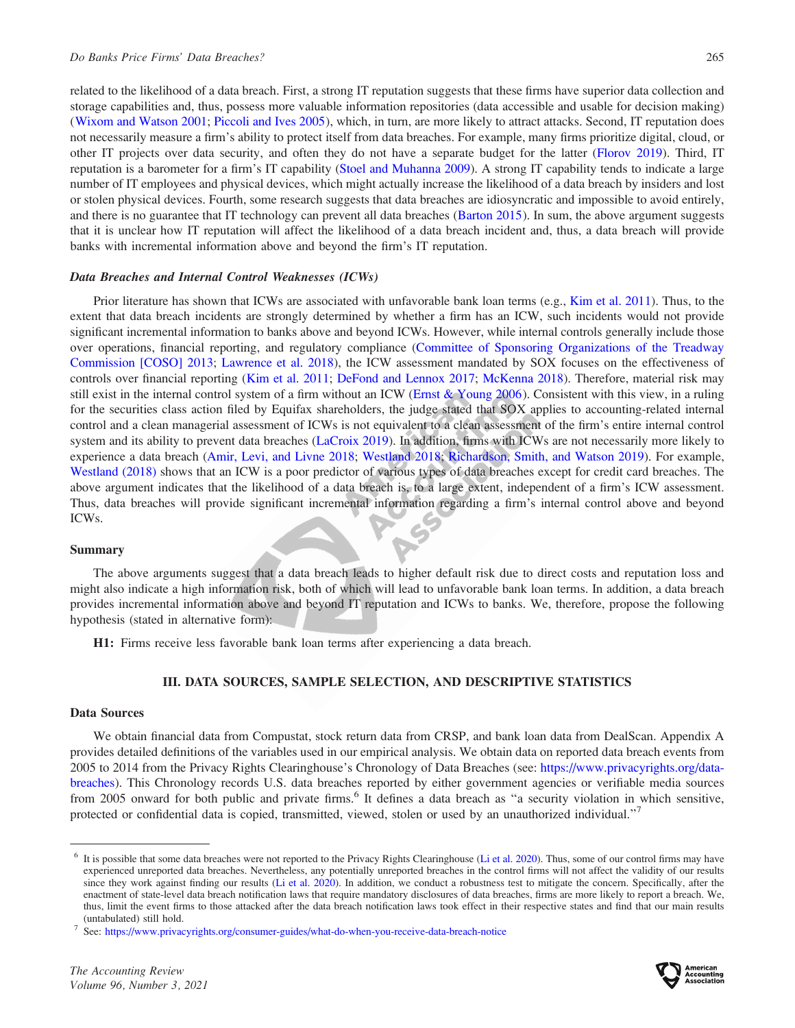related to the likelihood of a data breach. First, a strong IT reputation suggests that these firms have superior data collection and storage capabilities and, thus, possess more valuable information repositories (data accessible and usable for decision making) (Wixom and Watson 2001; Piccoli and Ives 2005), which, in turn, are more likely to attract attacks. Second, IT reputation does not necessarily measure a firm's ability to protect itself from data breaches. For example, many firms prioritize digital, cloud, or other IT projects over data security, and often they do not have a separate budget for the latter (Florov 2019). Third, IT reputation is a barometer for a firm's IT capability (Stoel and Muhanna 2009). A strong IT capability tends to indicate a large number of IT employees and physical devices, which might actually increase the likelihood of a data breach by insiders and lost or stolen physical devices. Fourth, some research suggests that data breaches are idiosyncratic and impossible to avoid entirely, and there is no guarantee that IT technology can prevent all data breaches (Barton 2015). In sum, the above argument suggests that it is unclear how IT reputation will affect the likelihood of a data breach incident and, thus, a data breach will provide banks with incremental information above and beyond the firm's IT reputation.

### *Data Breaches and Internal Control Weaknesses (ICWs)*

Prior literature has shown that ICWs are associated with unfavorable bank loan terms (e.g., Kim et al. 2011). Thus, to the extent that data breach incidents are strongly determined by whether a firm has an ICW, such incidents would not provide significant incremental information to banks above and beyond ICWs. However, while internal controls generally include those over operations, financial reporting, and regulatory compliance (Committee of Sponsoring Organizations of the Treadway Commission [COSO] 2013; Lawrence et al. 2018), the ICW assessment mandated by SOX focuses on the effectiveness of controls over financial reporting (Kim et al. 2011; DeFond and Lennox 2017; McKenna 2018). Therefore, material risk may still exist in the internal control system of a firm without an ICW (Ernst & Young 2006). Consistent with this view, in a ruling for the securities class action filed by Equifax shareholders, the judge stated that SOX applies to accounting-related internal control and a clean managerial assessment of ICWs is not equivalent to a clean assessment of the firm's entire internal control system and its ability to prevent data breaches (LaCroix 2019). In addition, firms with ICWs are not necessarily more likely to experience a data breach (Amir, Levi, and Livne 2018; Westland 2018; Richardson, Smith, and Watson 2019). For example, Westland (2018) shows that an ICW is a poor predictor of various types of data breaches except for credit card breaches. The above argument indicates that the likelihood of a data breach is, to a large extent, independent of a firm's ICW assessment. Thus, data breaches will provide significant incremental information regarding a firm's internal control above and beyond ICWs.

### Summary

The above arguments suggest that a data breach leads to higher default risk due to direct costs and reputation loss and might also indicate a high information risk, both of which will lead to unfavorable bank loan terms. In addition, a data breach provides incremental information above and beyond IT reputation and ICWs to banks. We, therefore, propose the following hypothesis (stated in alternative form):

**H1:** Firms receive less favorable bank loan terms after experiencing a data breach.

## III. DATA SOURCES, SAMPLE SELECTION, AND DESCRIPTIVE STATISTICS

### Data Sources

We obtain financial data from Compustat, stock return data from CRSP, and bank loan data from DealScan. Appendix A provides detailed definitions of the variables used in our empirical analysis. We obtain data on reported data breach events from 2005 to 2014 from the Privacy Rights Clearinghouse's Chronology of Data Breaches (see: https://www.privacyrights.org/data-breaches). This Chronology records U.S. data breaches reported by either government agencies or verifiable media sources from 2005 onward for both public and private firms.[6] It defines a data breach as "a security violation in which sensitive, protected or confidential data is copied, transmitted, viewed, stolen or used by an unauthorized individual."[7]

---

[6] It is possible that some data breaches were not reported to the Privacy Rights Clearinghouse (Li et al. 2020). Thus, some of our control firms may have experienced unreported data breaches. Nevertheless, any potentially unreported breaches in the control firms will not affect the validity of our results since they work against finding our results (Li et al. 2020). In addition, we conduct a robustness test to mitigate the concern. Specifically, after the enactment of state-level data breach notification laws that require mandatory disclosures of data breaches, firms are more likely to report a breach. We, thus, limit the event firms to those attacked after the data breach notification laws took effect in their respective states and find that our main results (untabulated) still hold.

[7] See: https://www.privacyrights.org/consumer-guides/what-do-when-you-receive-data-breach-notice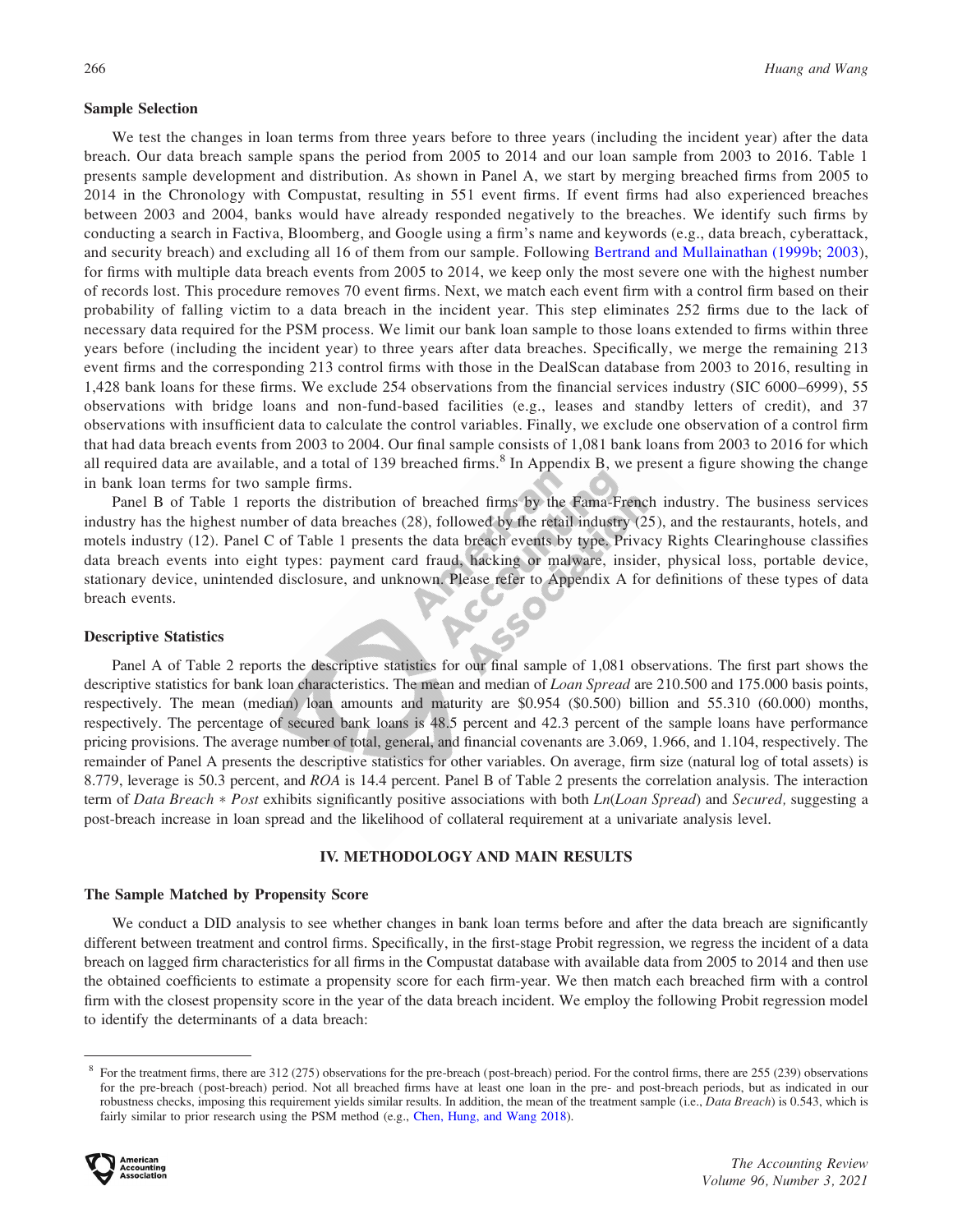### Sample Selection

We test the changes in loan terms from three years before to three years (including the incident year) after the data breach. Our data breach sample spans the period from 2005 to 2014 and our loan sample from 2003 to 2016. Table 1 presents sample development and distribution. As shown in Panel A, we start by merging breached firms from 2005 to 2014 in the Chronology with Compustat, resulting in 551 event firms. If event firms had also experienced breaches between 2003 and 2004, banks would have already responded negatively to the breaches. We identify such firms by conducting a search in Factiva, Bloomberg, and Google using a firm's name and keywords (e.g., data breach, cyberattack, and security breach) and excluding all 16 of them from our sample. Following Bertrand and Mullainathan (1999b; 2003), for firms with multiple data breach events from 2005 to 2014, we keep only the most severe one with the highest number of records lost. This procedure removes 70 event firms. Next, we match each event firm with a control firm based on their probability of falling victim to a data breach in the incident year. This step eliminates 252 firms due to the lack of necessary data required for the PSM process. We limit our bank loan sample to those loans extended to firms within three years before (including the incident year) to three years after data breaches. Specifically, we merge the remaining 213 event firms and the corresponding 213 control firms with those in the DealScan database from 2003 to 2016, resulting in 1,428 bank loans for these firms. We exclude 254 observations from the financial services industry (SIC 6000–6999), 55 observations with bridge loans and non-fund-based facilities (e.g., leases and standby letters of credit), and 37 observations with insufficient data to calculate the control variables. Finally, we exclude one observation of a control firm that had data breach events from 2003 to 2004. Our final sample consists of 1,081 bank loans from 2003 to 2016 for which all required data are available, and a total of 139 breached firms.[8] In Appendix B, we present a figure showing the change in bank loan terms for two sample firms.

Panel B of Table 1 reports the distribution of breached firms by the Fama-French industry. The business services industry has the highest number of data breaches (28), followed by the retail industry (25), and the restaurants, hotels, and motels industry (12). Panel C of Table 1 presents the data breach events by type. Privacy Rights Clearinghouse classifies data breach events into eight types: payment card fraud, hacking or malware, insider, physical loss, portable device, stationary device, unintended disclosure, and unknown. Please refer to Appendix A for definitions of these types of data breach events.

### Descriptive Statistics

Panel A of Table 2 reports the descriptive statistics for our final sample of 1,081 observations. The first part shows the descriptive statistics for bank loan characteristics. The mean and median of *Loan Spread* are 210.500 and 175.000 basis points, respectively. The mean (median) loan amounts and maturity are \$0.954 (\$0.500) billion and 55.310 (60.000) months, respectively. The percentage of secured bank loans is 48.5 percent and 42.3 percent of the sample loans have performance pricing provisions. The average number of total, general, and financial covenants are 3.069, 1.966, and 1.104, respectively. The remainder of Panel A presents the descriptive statistics for other variables. On average, firm size (natural log of total assets) is 8.779, leverage is 50.3 percent, and *ROA* is 14.4 percent. Panel B of Table 2 presents the correlation analysis. The interaction term of *Data Breach* ∗ *Post* exhibits significantly positive associations with both *Ln*(*Loan Spread*) and *Secured,* suggesting a post-breach increase in loan spread and the likelihood of collateral requirement at a univariate analysis level.

## IV. METHODOLOGY AND MAIN RESULTS

### The Sample Matched by Propensity Score

We conduct a DID analysis to see whether changes in bank loan terms before and after the data breach are significantly different between treatment and control firms. Specifically, in the first-stage Probit regression, we regress the incident of a data breach on lagged firm characteristics for all firms in the Compustat database with available data from 2005 to 2014 and then use the obtained coefficients to estimate a propensity score for each firm-year. We then match each breached firm with a control firm with the closest propensity score in the year of the data breach incident. We employ the following Probit regression model to identify the determinants of a data breach:

---

[8] For the treatment firms, there are 312 (275) observations for the pre-breach (post-breach) period. For the control firms, there are 255 (239) observations for the pre-breach (post-breach) period. Not all breached firms have at least one loan in the pre- and post-breach periods, but as indicated in our robustness checks, imposing this requirement yields similar results. In addition, the mean of the treatment sample (i.e., *Data Breach*) is 0.543, which is fairly similar to prior research using the PSM method (e.g., Chen, Hung, and Wang 2018).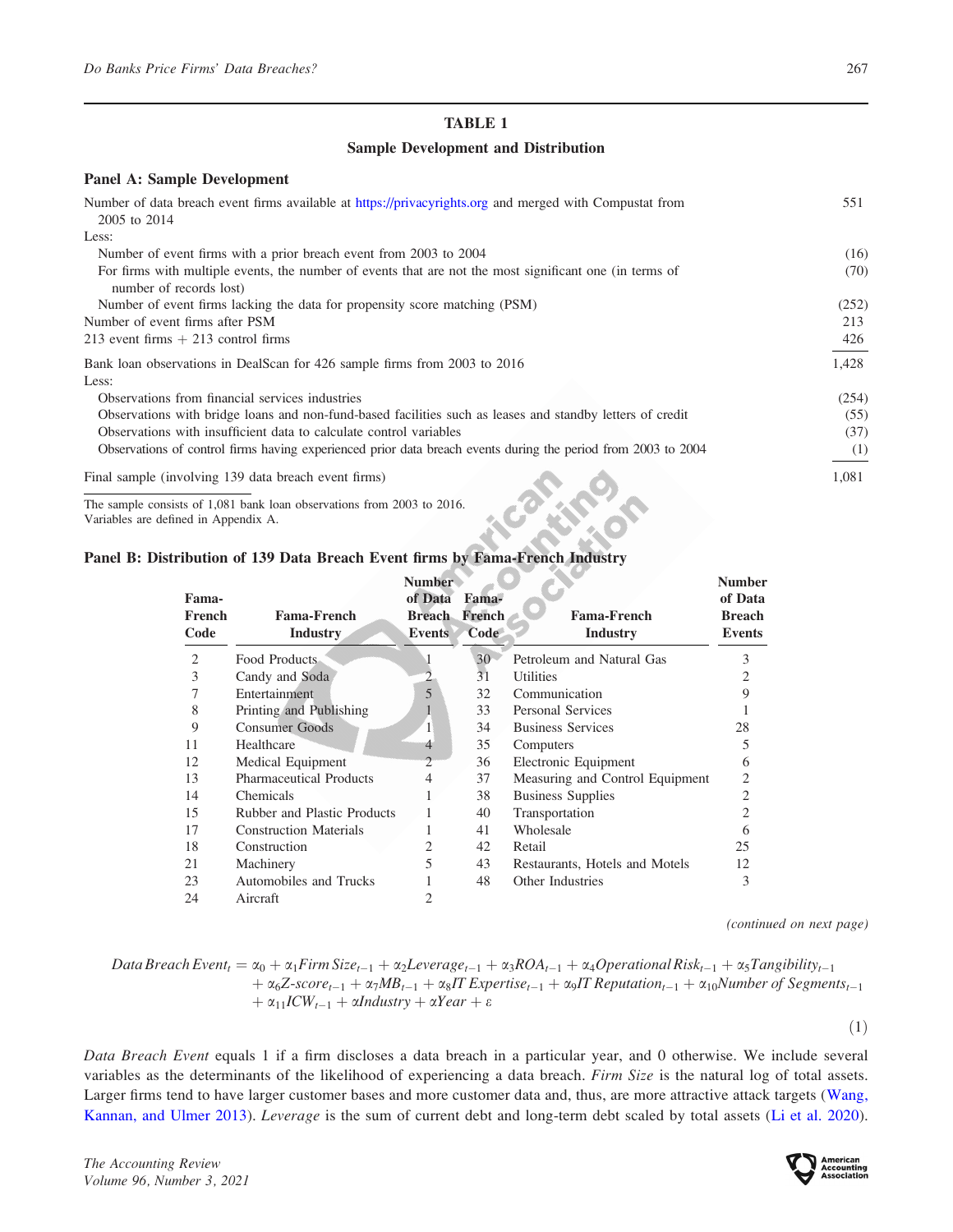**TABLE 1**

**Sample Development and Distribution**

**Panel A: Sample Development**

| | |
|---|---|
| Number of data breach event firms available at https://privacyrights.org and merged with Compustat from 2005 to 2014 | 551 |
| Less: | |
| Number of event firms with a prior breach event from 2003 to 2004 | (16) |
| For firms with multiple events, the number of events that are not the most significant one (in terms of number of records lost) | (70) |
| Number of event firms lacking the data for propensity score matching (PSM) | (252) |
| Number of event firms after PSM | 213 |
| 213 event firms + 213 control firms | 426 |
| Bank loan observations in DealScan for 426 sample firms from 2003 to 2016 | 1,428 |
| Less: | |
| Observations from financial services industries | (254) |
| Observations with bridge loans and non-fund-based facilities such as leases and standby letters of credit | (55) |
| Observations with insufficient data to calculate control variables | (37) |
| Observations of control firms having experienced prior data breach events during the period from 2003 to 2004 | (1) |
| Final sample (involving 139 data breach event firms) | 1,081 |

The sample consists of 1,081 bank loan observations from 2003 to 2016.
Variables are defined in Appendix A.

**Panel B: Distribution of 139 Data Breach Event firms by Fama-French Industry**

| Fama-French Code | Fama-French Industry | Number of Data Breach Events | Fama-French Code | Fama-French Industry | Number of Data Breach Events |
|---|---|---|---|---|---|
| 2 | Food Products | 1 | 30 | Petroleum and Natural Gas | 3 |
| 3 | Candy and Soda | 2 | 31 | Utilities | 2 |
| 7 | Entertainment | 5 | 32 | Communication | 9 |
| 8 | Printing and Publishing | 1 | 33 | Personal Services | 1 |
| 9 | Consumer Goods | 1 | 34 | Business Services | 28 |
| 11 | Healthcare | 4 | 35 | Computers | 5 |
| 12 | Medical Equipment | 2 | 36 | Electronic Equipment | 6 |
| 13 | Pharmaceutical Products | 4 | 37 | Measuring and Control Equipment | 2 |
| 14 | Chemicals | 1 | 38 | Business Supplies | 2 |
| 15 | Rubber and Plastic Products | 1 | 40 | Transportation | 2 |
| 17 | Construction Materials | 1 | 41 | Wholesale | 6 |
| 18 | Construction | 2 | 42 | Retail | 25 |
| 21 | Machinery | 5 | 43 | Restaurants, Hotels and Motels | 12 |
| 23 | Automobiles and Trucks | 1 | 48 | Other Industries | 3 |
| 24 | Aircraft | 2 | | | |

*(continued on next page)*

$$Data\,Breach\,Event_t = \alpha_0 + \alpha_1 Firm\,Size_{t-1} + \alpha_2 Leverage_{t-1} + \alpha_3 ROA_{t-1} + \alpha_4 Operational\,Risk_{t-1} + \alpha_5 Tangibility_{t-1} + \alpha_6 Z\text{-}score_{t-1} + \alpha_7 MB_{t-1} + \alpha_8 IT\,Expertise_{t-1} + \alpha_9 IT\,Reputation_{t-1} + \alpha_{10} Number\,of\,Segments_{t-1} + \alpha_{11} ICW_{t-1} + \alpha Industry + \alpha Year + \varepsilon \tag{1}$$

*Data Breach Event* equals 1 if a firm discloses a data breach in a particular year, and 0 otherwise. We include several variables as the determinants of the likelihood of experiencing a data breach. *Firm Size* is the natural log of total assets. Larger firms tend to have larger customer bases and more customer data and, thus, are more attractive attack targets (Wang, Kannan, and Ulmer 2013). *Leverage* is the sum of current debt and long-term debt scaled by total assets (Li et al. 2020).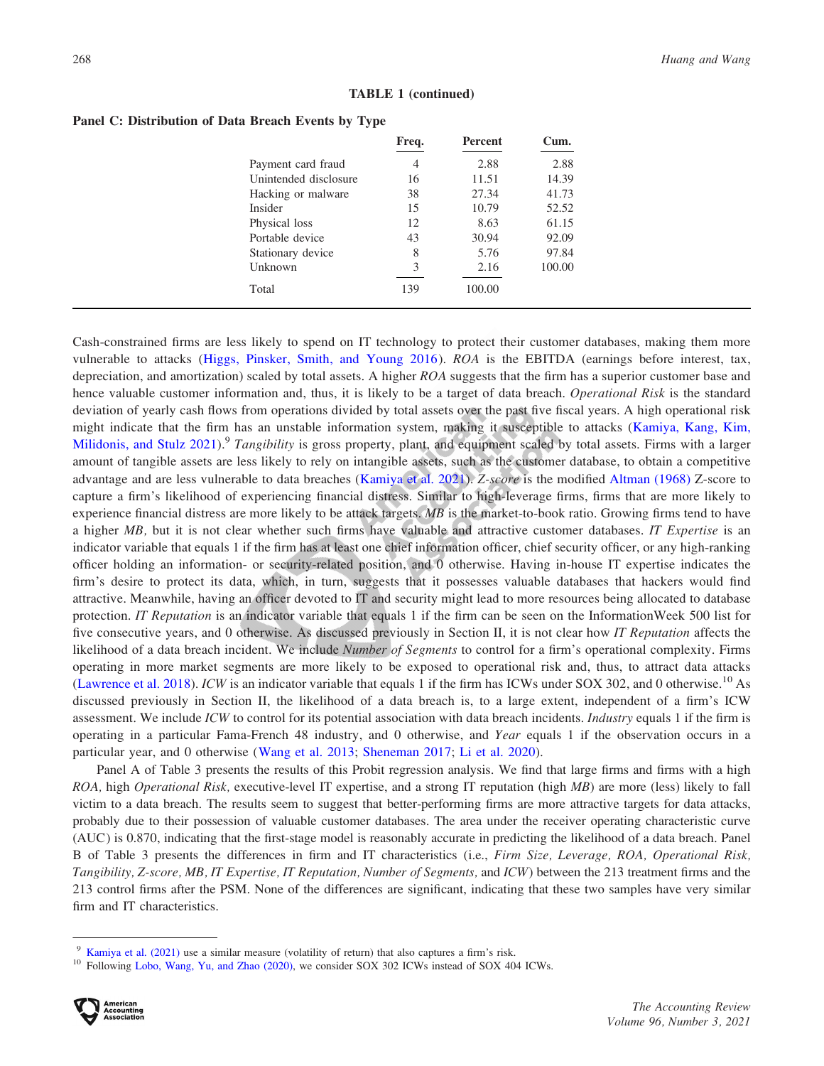**TABLE 1 (continued)**

**Panel C: Distribution of Data Breach Events by Type**

| | Freq. | Percent | Cum. |
|---|---|---|---|
| Payment card fraud | 4 | 2.88 | 2.88 |
| Unintended disclosure | 16 | 11.51 | 14.39 |
| Hacking or malware | 38 | 27.34 | 41.73 |
| Insider | 15 | 10.79 | 52.52 |
| Physical loss | 12 | 8.63 | 61.15 |
| Portable device | 43 | 30.94 | 92.09 |
| Stationary device | 8 | 5.76 | 97.84 |
| Unknown | 3 | 2.16 | 100.00 |
| Total | 139 | 100.00 | |

Cash-constrained firms are less likely to spend on IT technology to protect their customer databases, making them more vulnerable to attacks (Higgs, Pinsker, Smith, and Young 2016). *ROA* is the EBITDA (earnings before interest, tax, depreciation, and amortization) scaled by total assets. A higher *ROA* suggests that the firm has a superior customer base and hence valuable customer information and, thus, it is likely to be a target of data breach. *Operational Risk* is the standard deviation of yearly cash flows from operations divided by total assets over the past five fiscal years. A high operational risk might indicate that the firm has an unstable information system, making it susceptible to attacks (Kamiya, Kang, Kim, Milidonis, and Stulz 2021).[9] *Tangibility* is gross property, plant, and equipment scaled by total assets. Firms with a larger amount of tangible assets are less likely to rely on intangible assets, such as the customer database, to obtain a competitive advantage and are less vulnerable to data breaches (Kamiya et al. 2021). *Z-score* is the modified Altman (1968) Z-score to capture a firm's likelihood of experiencing financial distress. Similar to high-leverage firms, firms that are more likely to experience financial distress are more likely to be attack targets. *MB* is the market-to-book ratio. Growing firms tend to have a higher *MB,* but it is not clear whether such firms have valuable and attractive customer databases. *IT Expertise* is an indicator variable that equals 1 if the firm has at least one chief information officer, chief security officer, or any high-ranking officer holding an information- or security-related position, and 0 otherwise. Having in-house IT expertise indicates the firm's desire to protect its data, which, in turn, suggests that it possesses valuable databases that hackers would find attractive. Meanwhile, having an officer devoted to IT and security might lead to more resources being allocated to database protection. *IT Reputation* is an indicator variable that equals 1 if the firm can be seen on the InformationWeek 500 list for five consecutive years, and 0 otherwise. As discussed previously in Section II, it is not clear how *IT Reputation* affects the likelihood of a data breach incident. We include *Number of Segments* to control for a firm's operational complexity. Firms operating in more market segments are more likely to be exposed to operational risk and, thus, to attract data attacks (Lawrence et al. 2018). *ICW* is an indicator variable that equals 1 if the firm has ICWs under SOX 302, and 0 otherwise.[10] As discussed previously in Section II, the likelihood of a data breach is, to a large extent, independent of a firm's ICW assessment. We include *ICW* to control for its potential association with data breach incidents. *Industry* equals 1 if the firm is operating in a particular Fama-French 48 industry, and 0 otherwise, and *Year* equals 1 if the observation occurs in a particular year, and 0 otherwise (Wang et al. 2013; Sheneman 2017; Li et al. 2020).

Panel A of Table 3 presents the results of this Probit regression analysis. We find that large firms and firms with a high *ROA,* high *Operational Risk,* executive-level IT expertise, and a strong IT reputation (high *MB*) are more (less) likely to fall victim to a data breach. The results seem to suggest that better-performing firms are more attractive targets for data attacks, probably due to their possession of valuable customer databases. The area under the receiver operating characteristic curve (AUC) is 0.870, indicating that the first-stage model is reasonably accurate in predicting the likelihood of a data breach. Panel B of Table 3 presents the differences in firm and IT characteristics (i.e., *Firm Size, Leverage, ROA, Operational Risk, Tangibility, Z-score, MB, IT Expertise, IT Reputation, Number of Segments,* and *ICW*) between the 213 treatment firms and the 213 control firms after the PSM. None of the differences are significant, indicating that these two samples have very similar firm and IT characteristics.

[9] Kamiya et al. (2021) use a similar measure (volatility of return) that also captures a firm's risk.

[10] Following Lobo, Wang, Yu, and Zhao (2020), we consider SOX 302 ICWs instead of SOX 404 ICWs.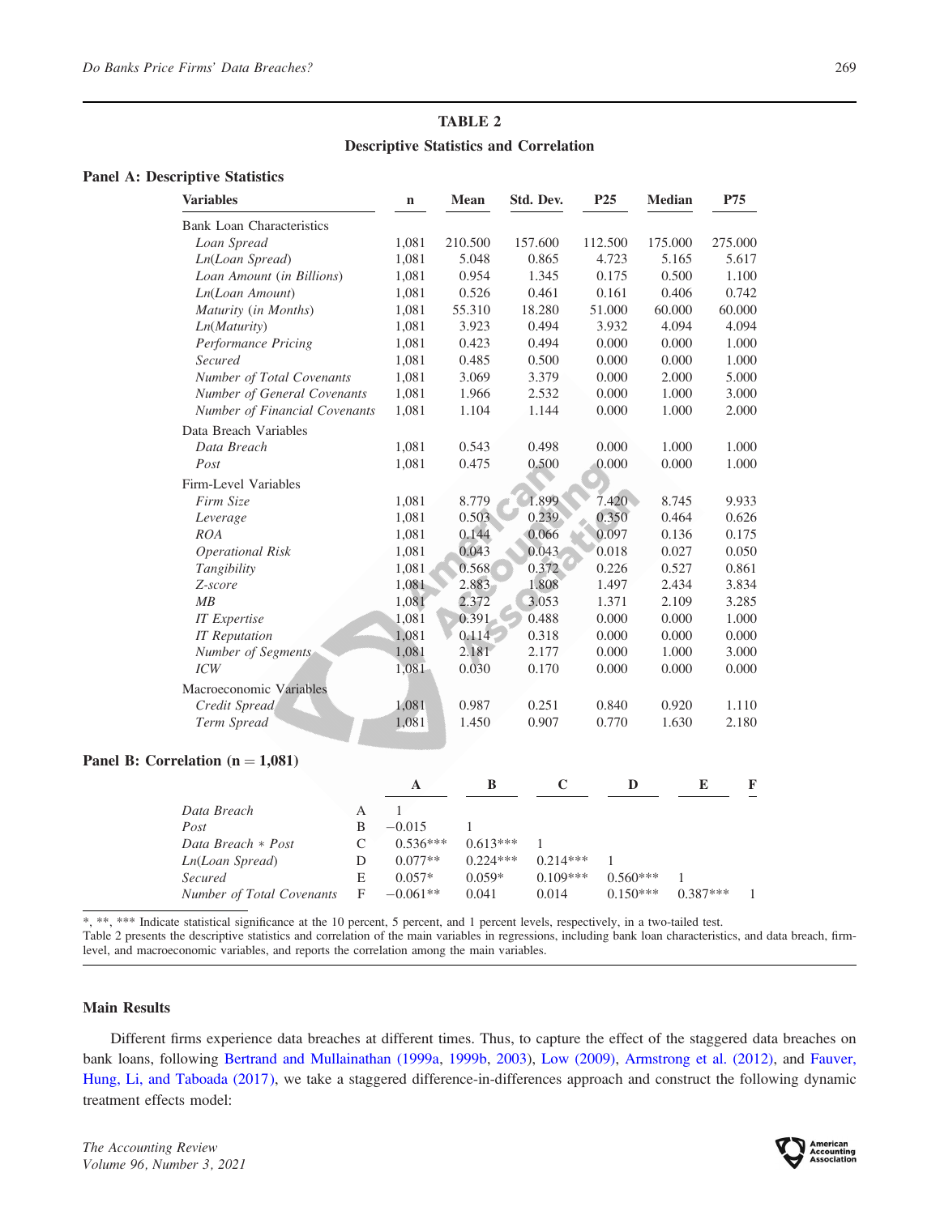**TABLE 2**

**Descriptive Statistics and Correlation**

**Panel A: Descriptive Statistics**

| Variables | n | Mean | Std. Dev. | P25 | Median | P75 |
|---|---|---|---|---|---|---|
| Bank Loan Characteristics | | | | | | |
| *Loan Spread* | 1,081 | 210.500 | 157.600 | 112.500 | 175.000 | 275.000 |
| *Ln(Loan Spread)* | 1,081 | 5.048 | 0.865 | 4.723 | 5.165 | 5.617 |
| *Loan Amount (in Billions)* | 1,081 | 0.954 | 1.345 | 0.175 | 0.500 | 1.100 |
| *Ln(Loan Amount)* | 1,081 | 0.526 | 0.461 | 0.161 | 0.406 | 0.742 |
| *Maturity (in Months)* | 1,081 | 55.310 | 18.280 | 51.000 | 60.000 | 60.000 |
| *Ln(Maturity)* | 1,081 | 3.923 | 0.494 | 3.932 | 4.094 | 4.094 |
| *Performance Pricing* | 1,081 | 0.423 | 0.494 | 0.000 | 0.000 | 1.000 |
| *Secured* | 1,081 | 0.485 | 0.500 | 0.000 | 0.000 | 1.000 |
| *Number of Total Covenants* | 1,081 | 3.069 | 3.379 | 0.000 | 2.000 | 5.000 |
| *Number of General Covenants* | 1,081 | 1.966 | 2.532 | 0.000 | 1.000 | 3.000 |
| *Number of Financial Covenants* | 1,081 | 1.104 | 1.144 | 0.000 | 1.000 | 2.000 |
| Data Breach Variables | | | | | | |
| *Data Breach* | 1,081 | 0.543 | 0.498 | 0.000 | 1.000 | 1.000 |
| *Post* | 1,081 | 0.475 | 0.500 | 0.000 | 0.000 | 1.000 |
| Firm-Level Variables | | | | | | |
| *Firm Size* | 1,081 | 8.779 | 1.899 | 7.420 | 8.745 | 9.933 |
| *Leverage* | 1,081 | 0.503 | 0.239 | 0.350 | 0.464 | 0.626 |
| *ROA* | 1,081 | 0.144 | 0.066 | 0.097 | 0.136 | 0.175 |
| *Operational Risk* | 1,081 | 0.043 | 0.043 | 0.018 | 0.027 | 0.050 |
| *Tangibility* | 1,081 | 0.568 | 0.372 | 0.226 | 0.527 | 0.861 |
| *Z-score* | 1,081 | 2.883 | 1.808 | 1.497 | 2.434 | 3.834 |
| *MB* | 1,081 | 2.372 | 3.053 | 1.371 | 2.109 | 3.285 |
| *IT Expertise* | 1,081 | 0.391 | 0.488 | 0.000 | 0.000 | 1.000 |
| *IT Reputation* | 1,081 | 0.114 | 0.318 | 0.000 | 0.000 | 0.000 |
| *Number of Segments* | 1,081 | 2.181 | 2.177 | 0.000 | 1.000 | 3.000 |
| *ICW* | 1,081 | 0.030 | 0.170 | 0.000 | 0.000 | 0.000 |
| Macroeconomic Variables | | | | | | |
| *Credit Spread* | 1,081 | 0.987 | 0.251 | 0.840 | 0.920 | 1.110 |
| *Term Spread* | 1,081 | 1.450 | 0.907 | 0.770 | 1.630 | 2.180 |

**Panel B: Correlation (n = 1,081)**

| | | A | B | C | D | E | F |
|---|---|---|---|---|---|---|---|
| *Data Breach* | A | 1 | | | | | |
| *Post* | B | −0.015 | 1 | | | | |
| *Data Breach * Post* | C | 0.536*** | 0.613*** | 1 | | | |
| *Ln(Loan Spread)* | D | 0.077** | 0.224*** | 0.214*** | 1 | | |
| *Secured* | E | 0.057* | 0.059* | 0.109*** | 0.560*** | 1 | |
| *Number of Total Covenants* | F | −0.061** | 0.041 | 0.014 | 0.150*** | 0.387*** | 1 |

*, **, *** Indicate statistical significance at the 10 percent, 5 percent, and 1 percent levels, respectively, in a two-tailed test.

Table 2 presents the descriptive statistics and correlation of the main variables in regressions, including bank loan characteristics, and data breach, firm-level, and macroeconomic variables, and reports the correlation among the main variables.

### Main Results

Different firms experience data breaches at different times. Thus, to capture the effect of the staggered data breaches on bank loans, following Bertrand and Mullainathan (1999a, 1999b, 2003), Low (2009), Armstrong et al. (2012), and Fauver, Hung, Li, and Taboada (2017), we take a staggered difference-in-differences approach and construct the following dynamic treatment effects model: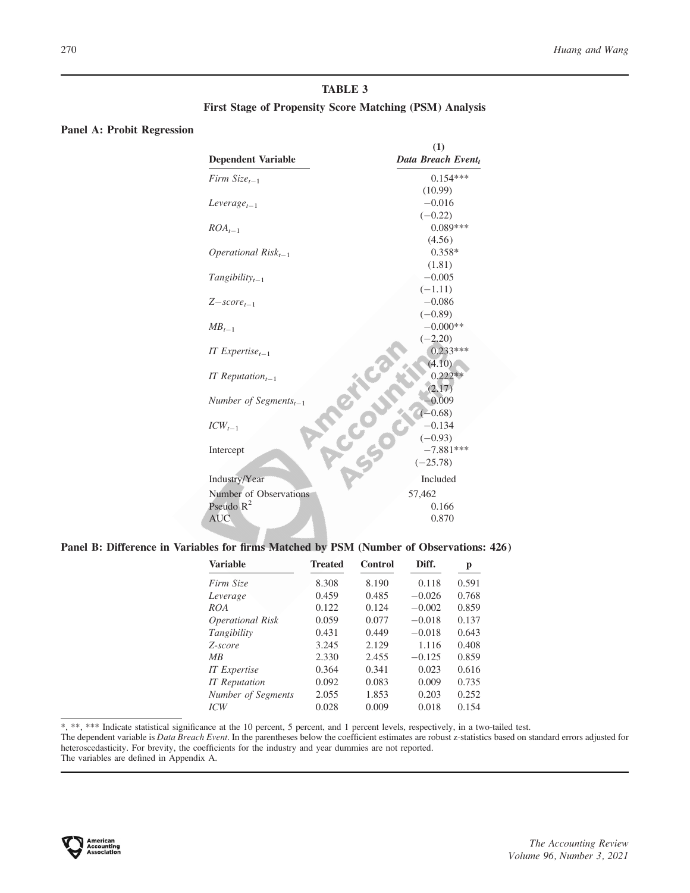## TABLE 3

### First Stage of Propensity Score Matching (PSM) Analysis

**Panel A: Probit Regression**

| Dependent Variable | (1) *Data Breach Event$_t$* |
|---|---|
| *Firm Size$_{t-1}$* | 0.154*** |
| | (10.99) |
| *Leverage$_{t-1}$* | −0.016 |
| | (−0.22) |
| *ROA$_{t-1}$* | 0.089*** |
| | (4.56) |
| *Operational Risk$_{t-1}$* | 0.358* |
| | (1.81) |
| *Tangibility$_{t-1}$* | −0.005 |
| | (−1.11) |
| *Z−score$_{t-1}$* | −0.086 |
| | (−0.89) |
| *MB$_{t-1}$* | −0.000** |
| | (−2.20) |
| *IT Expertise$_{t-1}$* | 0.233*** |
| | (4.10) |
| *IT Reputation$_{t-1}$* | 0.222** |
| | (2.17) |
| *Number of Segments$_{t-1}$* | −0.009 |
| | (−0.68) |
| *ICW$_{t-1}$* | −0.134 |
| | (−0.93) |
| Intercept | −7.881*** |
| | (−25.78) |
| Industry/Year | Included |
| Number of Observations | 57,462 |
| Pseudo $R^2$ | 0.166 |
| AUC | 0.870 |

**Panel B: Difference in Variables for firms Matched by PSM (Number of Observations: 426)**

| Variable | Treated | Control | Diff. | p |
|---|---|---|---|---|
| *Firm Size* | 8.308 | 8.190 | 0.118 | 0.591 |
| *Leverage* | 0.459 | 0.485 | −0.026 | 0.768 |
| *ROA* | 0.122 | 0.124 | −0.002 | 0.859 |
| *Operational Risk* | 0.059 | 0.077 | −0.018 | 0.137 |
| *Tangibility* | 0.431 | 0.449 | −0.018 | 0.643 |
| *Z-score* | 3.245 | 2.129 | 1.116 | 0.408 |
| *MB* | 2.330 | 2.455 | −0.125 | 0.859 |
| *IT Expertise* | 0.364 | 0.341 | 0.023 | 0.616 |
| *IT Reputation* | 0.092 | 0.083 | 0.009 | 0.735 |
| *Number of Segments* | 2.055 | 1.853 | 0.203 | 0.252 |
| *ICW* | 0.028 | 0.009 | 0.018 | 0.154 |

*, **, *** Indicate statistical significance at the 10 percent, 5 percent, and 1 percent levels, respectively, in a two-tailed test.
The dependent variable is *Data Breach Event*. In the parentheses below the coefficient estimates are robust z-statistics based on standard errors adjusted for heteroscedasticity. For brevity, the coefficients for the industry and year dummies are not reported.
The variables are defined in Appendix A.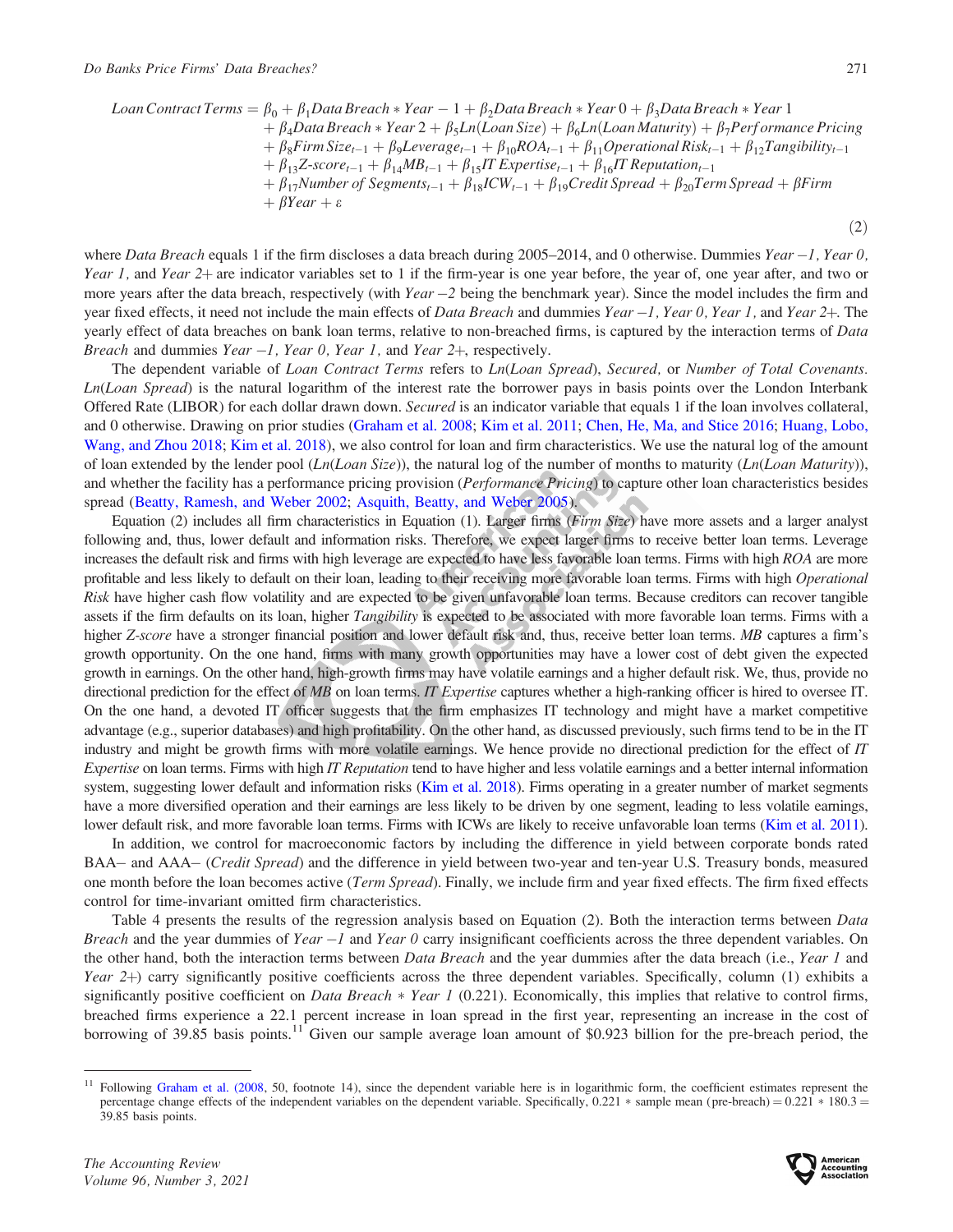$$
\begin{aligned}
Loan\ Contract\ Terms = {} & \beta_0 + \beta_1 Data\ Breach * Year - 1 + \beta_2 Data\ Breach * Year\ 0 + \beta_3 Data\ Breach * Year\ 1 \\
& + \beta_4 Data\ Breach * Year\ 2+ + \beta_5 Ln(Loan\ Size) + \beta_6 Ln(Loan\ Maturity) + \beta_7 Performance\ Pricing \\
& + \beta_8 Firm\ Size_{t-1} + \beta_9 Leverage_{t-1} + \beta_{10} ROA_{t-1} + \beta_{11} Operational\ Risk_{t-1} + \beta_{12} Tangibility_{t-1} \\
& + \beta_{13} Z\text{-}score_{t-1} + \beta_{14} MB_{t-1} + \beta_{15} IT\ Expertise_{t-1} + \beta_{16} IT\ Reputation_{t-1} \\
& + \beta_{17} Number\ of\ Segments_{t-1} + \beta_{18} ICW_{t-1} + \beta_{19} Credit\ Spread + \beta_{20} Term\ Spread + \beta Firm \\
& + \beta Year + \varepsilon
\end{aligned} \tag{2}
$$

where *Data Breach* equals 1 if the firm discloses a data breach during 2005–2014, and 0 otherwise. Dummies *Year −1, Year 0, Year 1,* and *Year 2+* are indicator variables set to 1 if the firm-year is one year before, the year of, one year after, and two or more years after the data breach, respectively (with *Year −2* being the benchmark year). Since the model includes the firm and year fixed effects, it need not include the main effects of *Data Breach* and dummies *Year −1, Year 0, Year 1,* and *Year 2+*. The yearly effect of data breaches on bank loan terms, relative to non-breached firms, is captured by the interaction terms of *Data Breach* and dummies *Year −1, Year 0, Year 1,* and *Year 2+*, respectively.

The dependent variable of *Loan Contract Terms* refers to *Ln*(*Loan Spread*), *Secured,* or *Number of Total Covenants. Ln*(*Loan Spread*) is the natural logarithm of the interest rate the borrower pays in basis points over the London Interbank Offered Rate (LIBOR) for each dollar drawn down. *Secured* is an indicator variable that equals 1 if the loan involves collateral, and 0 otherwise. Drawing on prior studies (Graham et al. 2008; Kim et al. 2011; Chen, He, Ma, and Stice 2016; Huang, Lobo, Wang, and Zhou 2018; Kim et al. 2018), we also control for loan and firm characteristics. We use the natural log of the amount of loan extended by the lender pool (*Ln*(*Loan Size*)), the natural log of the number of months to maturity (*Ln*(*Loan Maturity*)), and whether the facility has a performance pricing provision (*Performance Pricing*) to capture other loan characteristics besides spread (Beatty, Ramesh, and Weber 2002; Asquith, Beatty, and Weber 2005).

Equation (2) includes all firm characteristics in Equation (1). Larger firms (*Firm Size*) have more assets and a larger analyst following and, thus, lower default and information risks. Therefore, we expect larger firms to receive better loan terms. Leverage increases the default risk and firms with high leverage are expected to have less favorable loan terms. Firms with high *ROA* are more profitable and less likely to default on their loan, leading to their receiving more favorable loan terms. Firms with high *Operational Risk* have higher cash flow volatility and are expected to be given unfavorable loan terms. Because creditors can recover tangible assets if the firm defaults on its loan, higher *Tangibility* is expected to be associated with more favorable loan terms. Firms with a higher *Z-score* have a stronger financial position and lower default risk and, thus, receive better loan terms. *MB* captures a firm's growth opportunity. On the one hand, firms with many growth opportunities may have a lower cost of debt given the expected growth in earnings. On the other hand, high-growth firms may have volatile earnings and a higher default risk. We, thus, provide no directional prediction for the effect of *MB* on loan terms. *IT Expertise* captures whether a high-ranking officer is hired to oversee IT. On the one hand, a devoted IT officer suggests that the firm emphasizes IT technology and might have a market competitive advantage (e.g., superior databases) and high profitability. On the other hand, as discussed previously, such firms tend to be in the IT industry and might be growth firms with more volatile earnings. We hence provide no directional prediction for the effect of *IT Expertise* on loan terms. Firms with high *IT Reputation* tend to have higher and less volatile earnings and a better internal information system, suggesting lower default and information risks (Kim et al. 2018). Firms operating in a greater number of market segments have a more diversified operation and their earnings are less likely to be driven by one segment, leading to less volatile earnings, lower default risk, and more favorable loan terms. Firms with ICWs are likely to receive unfavorable loan terms (Kim et al. 2011).

In addition, we control for macroeconomic factors by including the difference in yield between corporate bonds rated BAA− and AAA− (*Credit Spread*) and the difference in yield between two-year and ten-year U.S. Treasury bonds, measured one month before the loan becomes active (*Term Spread*). Finally, we include firm and year fixed effects. The firm fixed effects control for time-invariant omitted firm characteristics.

Table 4 presents the results of the regression analysis based on Equation (2). Both the interaction terms between *Data Breach* and the year dummies of *Year −1* and *Year 0* carry insignificant coefficients across the three dependent variables. On the other hand, both the interaction terms between *Data Breach* and the year dummies after the data breach (i.e., *Year 1* and *Year 2+*) carry significantly positive coefficients across the three dependent variables. Specifically, column (1) exhibits a significantly positive coefficient on *Data Breach * Year 1* (0.221). Economically, this implies that relative to control firms, breached firms experience a 22.1 percent increase in loan spread in the first year, representing an increase in the cost of borrowing of 39.85 basis points.[11] Given our sample average loan amount of \$0.923 billion for the pre-breach period, the

---

[11] Following Graham et al. (2008, 50, footnote 14), since the dependent variable here is in logarithmic form, the coefficient estimates represent the percentage change effects of the independent variables on the dependent variable. Specifically, $0.221 * \text{sample mean (pre-breach)} = 0.221 * 180.3 = 39.85$ basis points.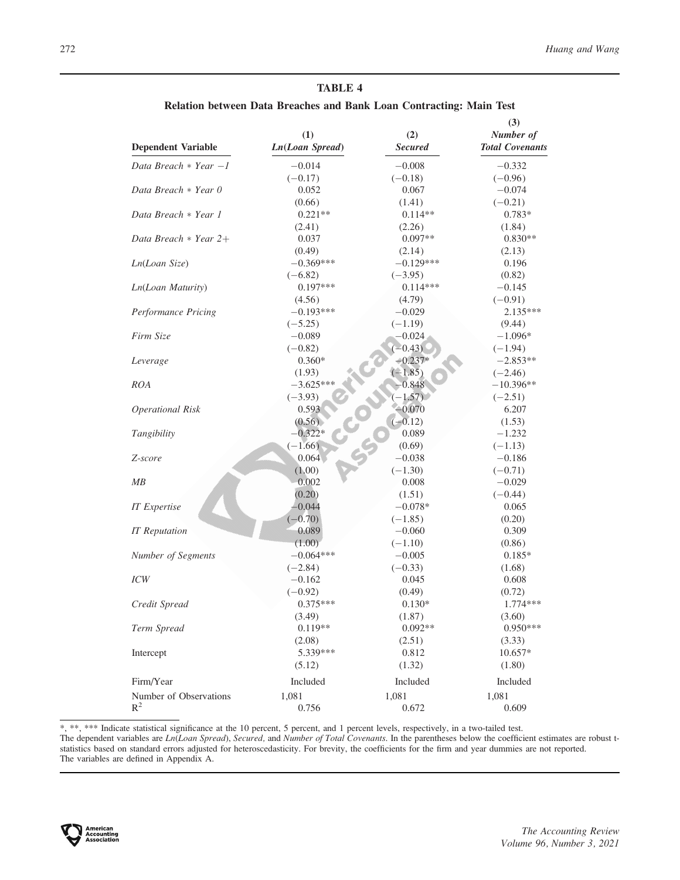## TABLE 4

### Relation between Data Breaches and Bank Loan Contracting: Main Test

| Dependent Variable | (1) *Ln(Loan Spread)* | (2) *Secured* | (3) *Number of Total Covenants* |
|---|---|---|---|
| *Data Breach * Year −1* | −0.014 | −0.008 | −0.332 |
| | (−0.17) | (−0.18) | (−0.96) |
| *Data Breach * Year 0* | 0.052 | 0.067 | −0.074 |
| | (0.66) | (1.41) | (−0.21) |
| *Data Breach * Year 1* | 0.221** | 0.114** | 0.783* |
| | (2.41) | (2.26) | (1.84) |
| *Data Breach * Year 2+* | 0.037 | 0.097** | 0.830** |
| | (0.49) | (2.14) | (2.13) |
| *Ln(Loan Size)* | −0.369*** | −0.129*** | 0.196 |
| | (−6.82) | (−3.95) | (0.82) |
| *Ln(Loan Maturity)* | 0.197*** | 0.114*** | −0.145 |
| | (4.56) | (4.79) | (−0.91) |
| *Performance Pricing* | −0.193*** | −0.029 | 2.135*** |
| | (−5.25) | (−1.19) | (9.44) |
| *Firm Size* | −0.089 | −0.024 | −1.096* |
| | (−0.82) | (−0.43) | (−1.94) |
| *Leverage* | 0.360* | −0.237* | −2.853** |
| | (1.93) | (−1.85) | (−2.46) |
| *ROA* | −3.625*** | −0.848 | −10.396** |
| | (−3.93) | (−1.57) | (−2.51) |
| *Operational Risk* | 0.593 | −0.070 | 6.207 |
| | (0.56) | (−0.12) | (1.53) |
| *Tangibility* | −0.322* | 0.089 | −1.232 |
| | (−1.66) | (0.69) | (−1.13) |
| *Z-score* | 0.064 | −0.038 | −0.186 |
| | (1.00) | (−1.30) | (−0.71) |
| *MB* | 0.002 | 0.008 | −0.029 |
| | (0.20) | (1.51) | (−0.44) |
| *IT Expertise* | −0.044 | −0.078* | 0.065 |
| | (−0.70) | (−1.85) | (0.20) |
| *IT Reputation* | 0.089 | −0.060 | 0.309 |
| | (1.00) | (−1.10) | (0.86) |
| *Number of Segments* | −0.064*** | −0.005 | 0.185* |
| | (−2.84) | (−0.33) | (1.68) |
| *ICW* | −0.162 | 0.045 | 0.608 |
| | (−0.92) | (0.49) | (0.72) |
| *Credit Spread* | 0.375*** | 0.130* | 1.774*** |
| | (3.49) | (1.87) | (3.60) |
| *Term Spread* | 0.119** | 0.092** | 0.950*** |
| | (2.08) | (2.51) | (3.33) |
| Intercept | 5.339*** | 0.812 | 10.657* |
| | (5.12) | (1.32) | (1.80) |
| Firm/Year | Included | Included | Included |
| Number of Observations | 1,081 | 1,081 | 1,081 |
| $R^2$ | 0.756 | 0.672 | 0.609 |

*, **, *** Indicate statistical significance at the 10 percent, 5 percent, and 1 percent levels, respectively, in a two-tailed test.
The dependent variables are *Ln(Loan Spread)*, *Secured*, and *Number of Total Covenants*. In the parentheses below the coefficient estimates are robust t-statistics based on standard errors adjusted for heteroscedasticity. For brevity, the coefficients for the firm and year dummies are not reported.
The variables are defined in Appendix A.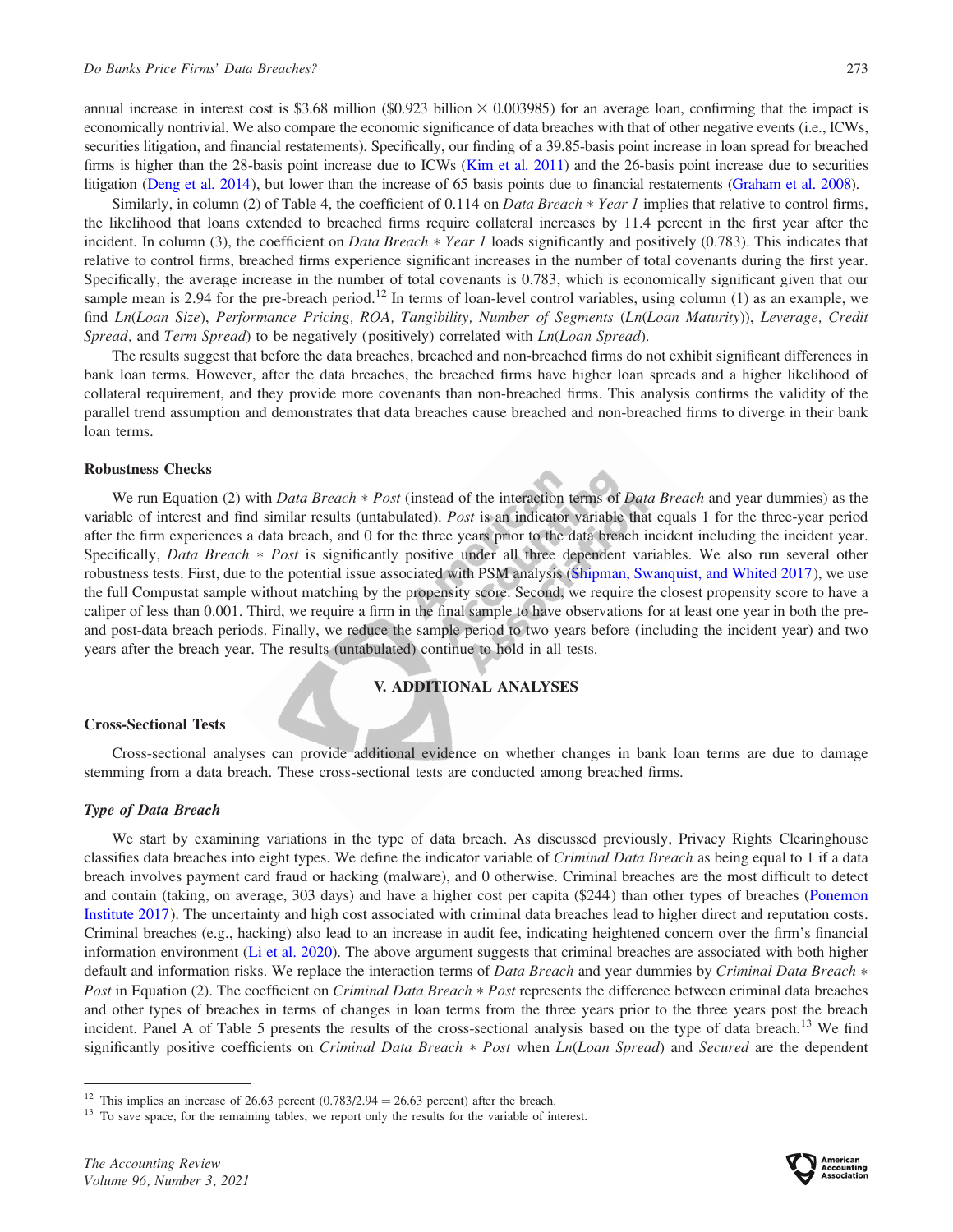annual increase in interest cost is \$3.68 million (\$0.923 billion × 0.003985) for an average loan, confirming that the impact is economically nontrivial. We also compare the economic significance of data breaches with that of other negative events (i.e., ICWs, securities litigation, and financial restatements). Specifically, our finding of a 39.85-basis point increase in loan spread for breached firms is higher than the 28-basis point increase due to ICWs (Kim et al. 2011) and the 26-basis point increase due to securities litigation (Deng et al. 2014), but lower than the increase of 65 basis points due to financial restatements (Graham et al. 2008).

Similarly, in column (2) of Table 4, the coefficient of 0.114 on *Data Breach * Year 1* implies that relative to control firms, the likelihood that loans extended to breached firms require collateral increases by 11.4 percent in the first year after the incident. In column (3), the coefficient on *Data Breach * Year 1* loads significantly and positively (0.783). This indicates that relative to control firms, breached firms experience significant increases in the number of total covenants during the first year. Specifically, the average increase in the number of total covenants is 0.783, which is economically significant given that our sample mean is 2.94 for the pre-breach period.[12] In terms of loan-level control variables, using column (1) as an example, we find *Ln*(*Loan Size*), *Performance Pricing, ROA, Tangibility, Number of Segments* (*Ln*(*Loan Maturity*)), *Leverage, Credit Spread,* and *Term Spread*) to be negatively (positively) correlated with *Ln*(*Loan Spread*).

The results suggest that before the data breaches, breached and non-breached firms do not exhibit significant differences in bank loan terms. However, after the data breaches, the breached firms have higher loan spreads and a higher likelihood of collateral requirement, and they provide more covenants than non-breached firms. This analysis confirms the validity of the parallel trend assumption and demonstrates that data breaches cause breached and non-breached firms to diverge in their bank loan terms.

### Robustness Checks

We run Equation (2) with *Data Breach * Post* (instead of the interaction terms of *Data Breach* and year dummies) as the variable of interest and find similar results (untabulated). *Post* is an indicator variable that equals 1 for the three-year period after the firm experiences a data breach, and 0 for the three years prior to the data breach incident including the incident year. Specifically, *Data Breach * Post* is significantly positive under all three dependent variables. We also run several other robustness tests. First, due to the potential issue associated with PSM analysis (Shipman, Swanquist, and Whited 2017), we use the full Compustat sample without matching by the propensity score. Second, we require the closest propensity score to have a caliper of less than 0.001. Third, we require a firm in the final sample to have observations for at least one year in both the pre- and post-data breach periods. Finally, we reduce the sample period to two years before (including the incident year) and two years after the breach year. The results (untabulated) continue to hold in all tests.

## V. ADDITIONAL ANALYSES

### Cross-Sectional Tests

Cross-sectional analyses can provide additional evidence on whether changes in bank loan terms are due to damage stemming from a data breach. These cross-sectional tests are conducted among breached firms.

#### *Type of Data Breach*

We start by examining variations in the type of data breach. As discussed previously, Privacy Rights Clearinghouse classifies data breaches into eight types. We define the indicator variable of *Criminal Data Breach* as being equal to 1 if a data breach involves payment card fraud or hacking (malware), and 0 otherwise. Criminal breaches are the most difficult to detect and contain (taking, on average, 303 days) and have a higher cost per capita (\$244) than other types of breaches (Ponemon Institute 2017). The uncertainty and high cost associated with criminal data breaches lead to higher direct and reputation costs. Criminal breaches (e.g., hacking) also lead to an increase in audit fee, indicating heightened concern over the firm's financial information environment (Li et al. 2020). The above argument suggests that criminal breaches are associated with both higher default and information risks. We replace the interaction terms of *Data Breach* and year dummies by *Criminal Data Breach * Post* in Equation (2). The coefficient on *Criminal Data Breach * Post* represents the difference between criminal data breaches and other types of breaches in terms of changes in loan terms from the three years prior to the three years post the breach incident. Panel A of Table 5 presents the results of the cross-sectional analysis based on the type of data breach.[13] We find significantly positive coefficients on *Criminal Data Breach * Post* when *Ln*(*Loan Spread*) and *Secured* are the dependent

---

[12] This implies an increase of 26.63 percent (0.783/2.94 = 26.63 percent) after the breach.

[13] To save space, for the remaining tables, we report only the results for the variable of interest.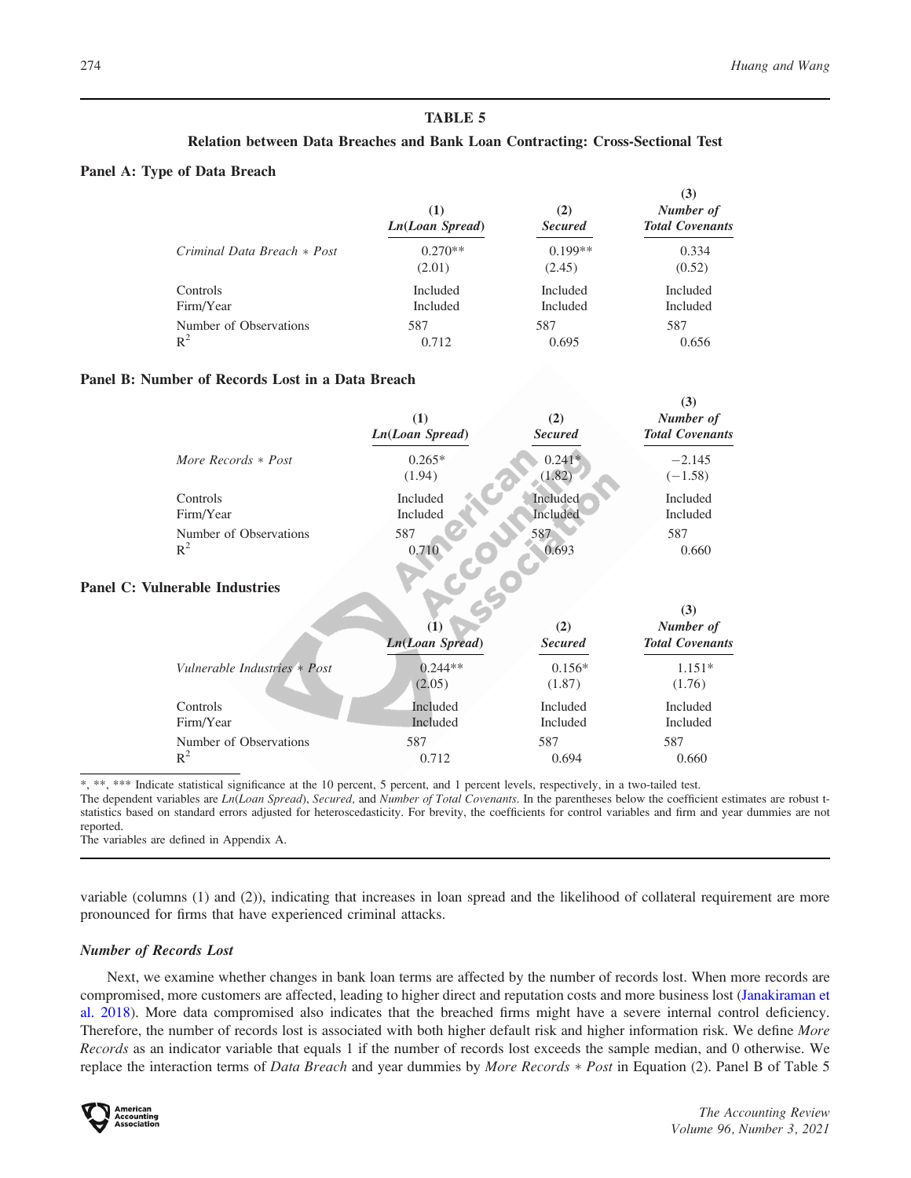**TABLE 5**

**Relation between Data Breaches and Bank Loan Contracting: Cross-Sectional Test**

**Panel A: Type of Data Breach**

| | (1) *Ln(Loan Spread)* | (2) *Secured* | (3) *Number of Total Covenants* |
|---|---|---|---|
| *Criminal Data Breach* * *Post* | 0.270** | 0.199** | 0.334 |
| | (2.01) | (2.45) | (0.52) |
| Controls | Included | Included | Included |
| Firm/Year | Included | Included | Included |
| Number of Observations | 587 | 587 | 587 |
| $R^2$ | 0.712 | 0.695 | 0.656 |

**Panel B: Number of Records Lost in a Data Breach**

| | (1) *Ln(Loan Spread)* | (2) *Secured* | (3) *Number of Total Covenants* |
|---|---|---|---|
| *More Records* * *Post* | 0.265* | 0.241* | −2.145 |
| | (1.94) | (1.82) | (−1.58) |
| Controls | Included | Included | Included |
| Firm/Year | Included | Included | Included |
| Number of Observations | 587 | 587 | 587 |
| $R^2$ | 0.710 | 0.693 | 0.660 |

**Panel C: Vulnerable Industries**

| | (1) *Ln(Loan Spread)* | (2) *Secured* | (3) *Number of Total Covenants* |
|---|---|---|---|
| *Vulnerable Industries* * *Post* | 0.244** | 0.156* | 1.151* |
| | (2.05) | (1.87) | (1.76) |
| Controls | Included | Included | Included |
| Firm/Year | Included | Included | Included |
| Number of Observations | 587 | 587 | 587 |
| $R^2$ | 0.712 | 0.694 | 0.660 |

*, **, *** Indicate statistical significance at the 10 percent, 5 percent, and 1 percent levels, respectively, in a two-tailed test.

The dependent variables are *Ln(Loan Spread)*, *Secured*, and *Number of Total Covenants*. In the parentheses below the coefficient estimates are robust t-statistics based on standard errors adjusted for heteroscedasticity. For brevity, the coefficients for control variables and firm and year dummies are not reported.

The variables are defined in Appendix A.

variable (columns (1) and (2)), indicating that increases in loan spread and the likelihood of collateral requirement are more pronounced for firms that have experienced criminal attacks.

### *Number of Records Lost*

Next, we examine whether changes in bank loan terms are affected by the number of records lost. When more records are compromised, more customers are affected, leading to higher direct and reputation costs and more business lost (Janakiraman et al. 2018). More data compromised also indicates that the breached firms might have a severe internal control deficiency. Therefore, the number of records lost is associated with both higher default risk and higher information risk. We define *More Records* as an indicator variable that equals 1 if the number of records lost exceeds the sample median, and 0 otherwise. We replace the interaction terms of *Data Breach* and year dummies by *More Records* * *Post* in Equation (2). Panel B of Table 5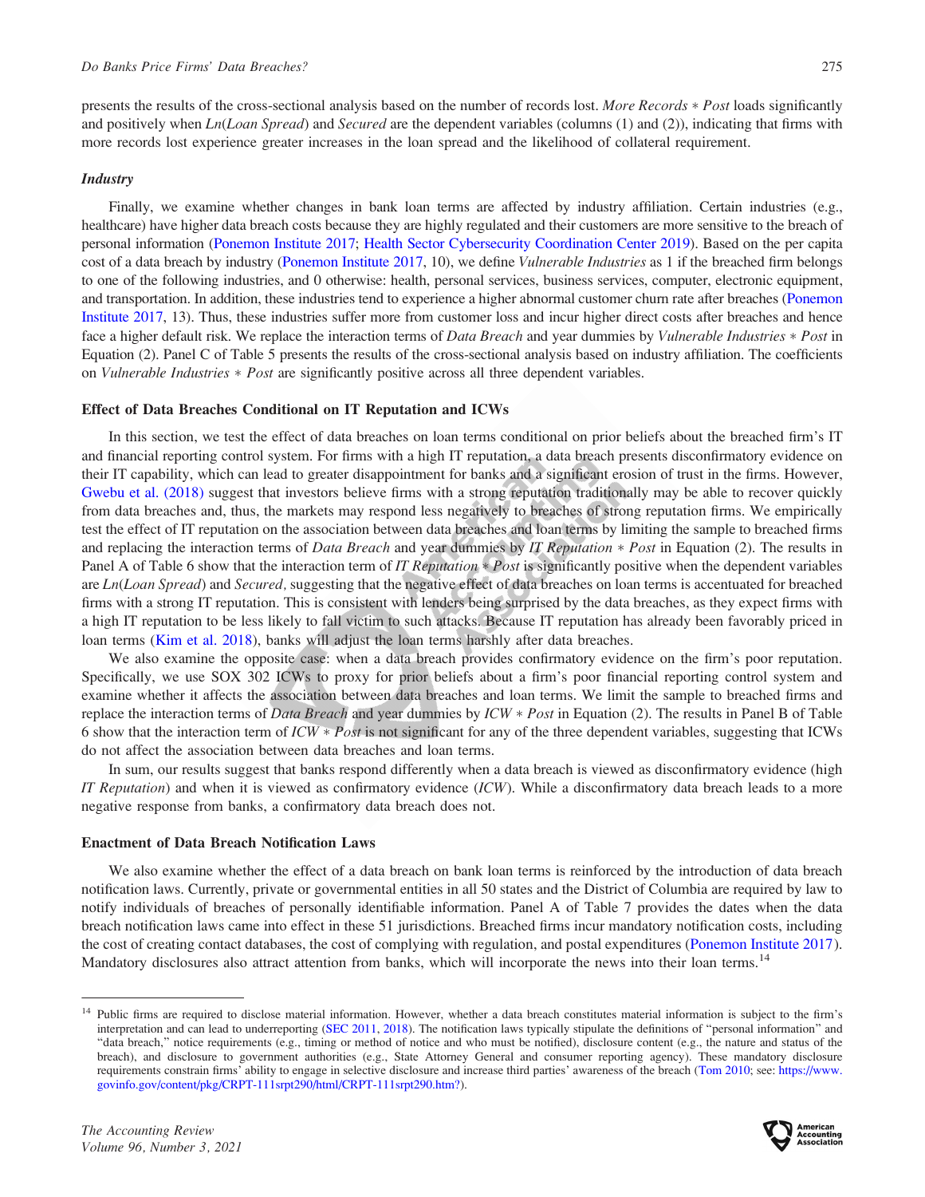presents the results of the cross-sectional analysis based on the number of records lost. *More Records * Post* loads significantly and positively when *Ln*(*Loan Spread*) and *Secured* are the dependent variables (columns (1) and (2)), indicating that firms with more records lost experience greater increases in the loan spread and the likelihood of collateral requirement.

### *Industry*

Finally, we examine whether changes in bank loan terms are affected by industry affiliation. Certain industries (e.g., healthcare) have higher data breach costs because they are highly regulated and their customers are more sensitive to the breach of personal information (Ponemon Institute 2017; Health Sector Cybersecurity Coordination Center 2019). Based on the per capita cost of a data breach by industry (Ponemon Institute 2017, 10), we define *Vulnerable Industries* as 1 if the breached firm belongs to one of the following industries, and 0 otherwise: health, personal services, business services, computer, electronic equipment, and transportation. In addition, these industries tend to experience a higher abnormal customer churn rate after breaches (Ponemon Institute 2017, 13). Thus, these industries suffer more from customer loss and incur higher direct costs after breaches and hence face a higher default risk. We replace the interaction terms of *Data Breach* and year dummies by *Vulnerable Industries * Post* in Equation (2). Panel C of Table 5 presents the results of the cross-sectional analysis based on industry affiliation. The coefficients on *Vulnerable Industries * Post* are significantly positive across all three dependent variables.

## Effect of Data Breaches Conditional on IT Reputation and ICWs

In this section, we test the effect of data breaches on loan terms conditional on prior beliefs about the breached firm's IT and financial reporting control system. For firms with a high IT reputation, a data breach presents disconfirmatory evidence on their IT capability, which can lead to greater disappointment for banks and a significant erosion of trust in the firms. However, Gwebu et al. (2018) suggest that investors believe firms with a strong reputation traditionally may be able to recover quickly from data breaches and, thus, the markets may respond less negatively to breaches of strong reputation firms. We empirically test the effect of IT reputation on the association between data breaches and loan terms by limiting the sample to breached firms and replacing the interaction terms of *Data Breach* and year dummies by *IT Reputation * Post* in Equation (2). The results in Panel A of Table 6 show that the interaction term of *IT Reputation * Post* is significantly positive when the dependent variables are *Ln*(*Loan Spread*) and *Secured*, suggesting that the negative effect of data breaches on loan terms is accentuated for breached firms with a strong IT reputation. This is consistent with lenders being surprised by the data breaches, as they expect firms with a high IT reputation to be less likely to fall victim to such attacks. Because IT reputation has already been favorably priced in loan terms (Kim et al. 2018), banks will adjust the loan terms harshly after data breaches.

We also examine the opposite case: when a data breach provides confirmatory evidence on the firm's poor reputation. Specifically, we use SOX 302 ICWs to proxy for prior beliefs about a firm's poor financial reporting control system and examine whether it affects the association between data breaches and loan terms. We limit the sample to breached firms and replace the interaction terms of *Data Breach* and year dummies by *ICW * Post* in Equation (2). The results in Panel B of Table 6 show that the interaction term of *ICW * Post* is not significant for any of the three dependent variables, suggesting that ICWs do not affect the association between data breaches and loan terms.

In sum, our results suggest that banks respond differently when a data breach is viewed as disconfirmatory evidence (high *IT Reputation*) and when it is viewed as confirmatory evidence (*ICW*). While a disconfirmatory data breach leads to a more negative response from banks, a confirmatory data breach does not.

## Enactment of Data Breach Notification Laws

We also examine whether the effect of a data breach on bank loan terms is reinforced by the introduction of data breach notification laws. Currently, private or governmental entities in all 50 states and the District of Columbia are required by law to notify individuals of breaches of personally identifiable information. Panel A of Table 7 provides the dates when the data breach notification laws came into effect in these 51 jurisdictions. Breached firms incur mandatory notification costs, including the cost of creating contact databases, the cost of complying with regulation, and postal expenditures (Ponemon Institute 2017). Mandatory disclosures also attract attention from banks, which will incorporate the news into their loan terms.[14]

---

[14] Public firms are required to disclose material information. However, whether a data breach constitutes material information is subject to the firm's interpretation and can lead to underreporting (SEC 2011, 2018). The notification laws typically stipulate the definitions of "personal information" and "data breach," notice requirements (e.g., timing or method of notice and who must be notified), disclosure content (e.g., the nature and status of the breach), and disclosure to government authorities (e.g., State Attorney General and consumer reporting agency). These mandatory disclosure requirements constrain firms' ability to engage in selective disclosure and increase third parties' awareness of the breach (Tom 2010; see: https://www.govinfo.gov/content/pkg/CRPT-111srpt290/html/CRPT-111srpt290.htm?).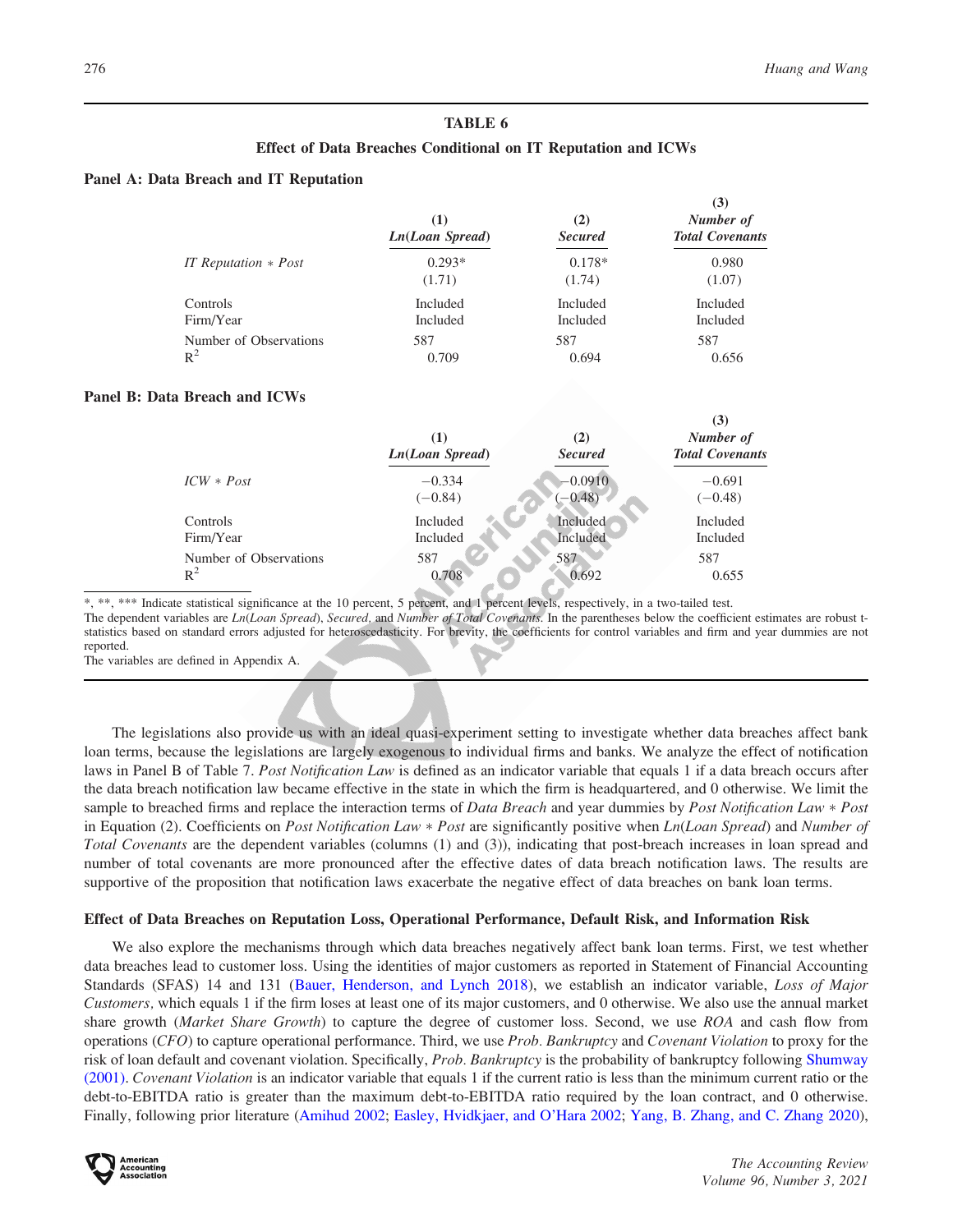## TABLE 6

### Effect of Data Breaches Conditional on IT Reputation and ICWs

**Panel A: Data Breach and IT Reputation**

| | (1) *Ln(Loan Spread)* | (2) *Secured* | (3) *Number of Total Covenants* |
|---|---|---|---|
| *IT Reputation * Post* | 0.293* | 0.178* | 0.980 |
| | (1.71) | (1.74) | (1.07) |
| Controls | Included | Included | Included |
| Firm/Year | Included | Included | Included |
| Number of Observations | 587 | 587 | 587 |
| $R^2$ | 0.709 | 0.694 | 0.656 |

**Panel B: Data Breach and ICWs**

| | (1) *Ln(Loan Spread)* | (2) *Secured* | (3) *Number of Total Covenants* |
|---|---|---|---|
| *ICW * Post* | −0.334 | −0.0910 | −0.691 |
| | (−0.84) | (−0.48) | (−0.48) |
| Controls | Included | Included | Included |
| Firm/Year | Included | Included | Included |
| Number of Observations | 587 | 587 | 587 |
| $R^2$ | 0.708 | 0.692 | 0.655 |

*, **, *** Indicate statistical significance at the 10 percent, 5 percent, and 1 percent levels, respectively, in a two-tailed test.

The dependent variables are *Ln*(*Loan Spread*), *Secured*, and *Number of Total Covenants*. In the parentheses below the coefficient estimates are robust t-statistics based on standard errors adjusted for heteroscedasticity. For brevity, the coefficients for control variables and firm and year dummies are not reported.

The variables are defined in Appendix A.

The legislations also provide us with an ideal quasi-experiment setting to investigate whether data breaches affect bank loan terms, because the legislations are largely exogenous to individual firms and banks. We analyze the effect of notification laws in Panel B of Table 7. *Post Notification Law* is defined as an indicator variable that equals 1 if a data breach occurs after the data breach notification law became effective in the state in which the firm is headquartered, and 0 otherwise. We limit the sample to breached firms and replace the interaction terms of *Data Breach* and year dummies by *Post Notification Law * Post* in Equation (2). Coefficients on *Post Notification Law * Post* are significantly positive when *Ln*(*Loan Spread*) and *Number of Total Covenants* are the dependent variables (columns (1) and (3)), indicating that post-breach increases in loan spread and number of total covenants are more pronounced after the effective dates of data breach notification laws. The results are supportive of the proposition that notification laws exacerbate the negative effect of data breaches on bank loan terms.

### Effect of Data Breaches on Reputation Loss, Operational Performance, Default Risk, and Information Risk

We also explore the mechanisms through which data breaches negatively affect bank loan terms. First, we test whether data breaches lead to customer loss. Using the identities of major customers as reported in Statement of Financial Accounting Standards (SFAS) 14 and 131 (Bauer, Henderson, and Lynch 2018), we establish an indicator variable, *Loss of Major Customers,* which equals 1 if the firm loses at least one of its major customers, and 0 otherwise. We also use the annual market share growth (*Market Share Growth*) to capture the degree of customer loss. Second, we use *ROA* and cash flow from operations (*CFO*) to capture operational performance. Third, we use *Prob. Bankruptcy* and *Covenant Violation* to proxy for the risk of loan default and covenant violation. Specifically, *Prob. Bankruptcy* is the probability of bankruptcy following Shumway (2001). *Covenant Violation* is an indicator variable that equals 1 if the current ratio is less than the minimum current ratio or the debt-to-EBITDA ratio is greater than the maximum debt-to-EBITDA ratio required by the loan contract, and 0 otherwise. Finally, following prior literature (Amihud 2002; Easley, Hvidkjaer, and O'Hara 2002; Yang, B. Zhang, and C. Zhang 2020),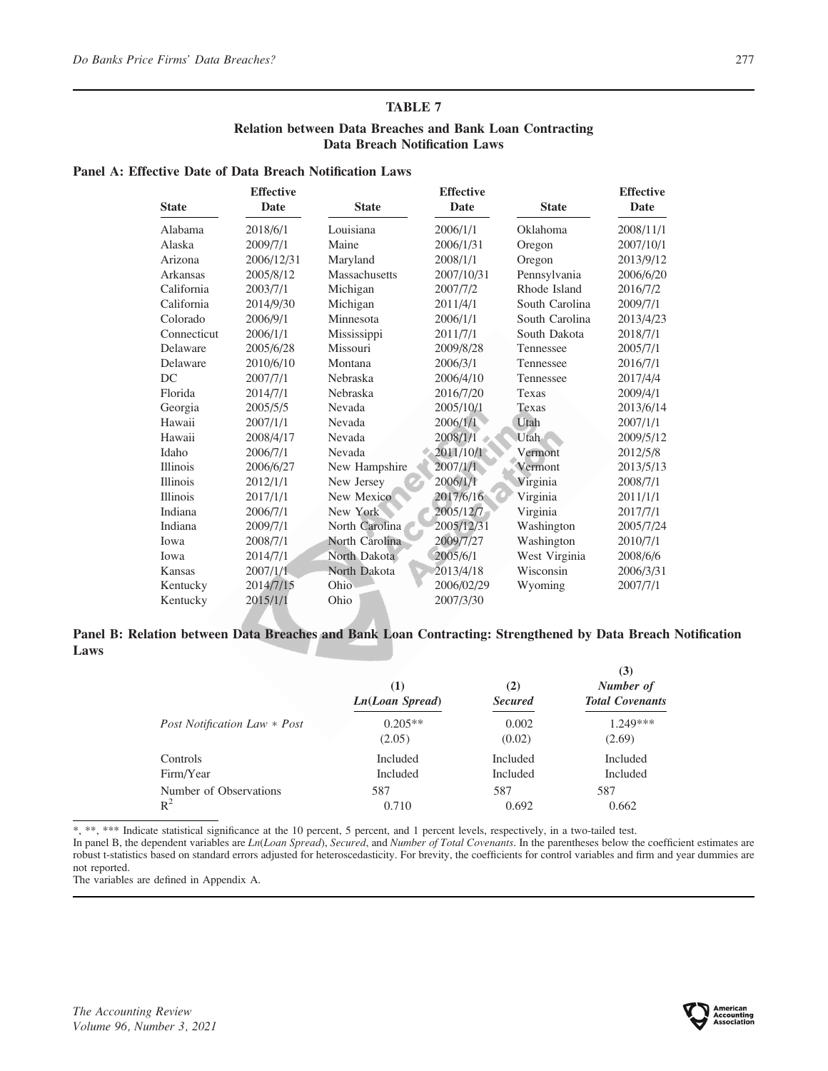## TABLE 7

### Relation between Data Breaches and Bank Loan Contracting Data Breach Notification Laws

#### Panel A: Effective Date of Data Breach Notification Laws

| State | Effective Date | State | Effective Date | State | Effective Date |
|---|---|---|---|---|---|
| Alabama | 2018/6/1 | Louisiana | 2006/1/1 | Oklahoma | 2008/11/1 |
| Alaska | 2009/7/1 | Maine | 2006/1/31 | Oregon | 2007/10/1 |
| Arizona | 2006/12/31 | Maryland | 2008/1/1 | Oregon | 2013/9/12 |
| Arkansas | 2005/8/12 | Massachusetts | 2007/10/31 | Pennsylvania | 2006/6/20 |
| California | 2003/7/1 | Michigan | 2007/7/2 | Rhode Island | 2016/7/2 |
| California | 2014/9/30 | Michigan | 2011/4/1 | South Carolina | 2009/7/1 |
| Colorado | 2006/9/1 | Minnesota | 2006/1/1 | South Carolina | 2013/4/23 |
| Connecticut | 2006/1/1 | Mississippi | 2011/7/1 | South Dakota | 2018/7/1 |
| Delaware | 2005/6/28 | Missouri | 2009/8/28 | Tennessee | 2005/7/1 |
| Delaware | 2010/6/10 | Montana | 2006/3/1 | Tennessee | 2016/7/1 |
| DC | 2007/7/1 | Nebraska | 2006/4/10 | Tennessee | 2017/4/4 |
| Florida | 2014/7/1 | Nebraska | 2016/7/20 | Texas | 2009/4/1 |
| Georgia | 2005/5/5 | Nevada | 2005/10/1 | Texas | 2013/6/14 |
| Hawaii | 2007/1/1 | Nevada | 2006/1/1 | Utah | 2007/1/1 |
| Hawaii | 2008/4/17 | Nevada | 2008/1/1 | Utah | 2009/5/12 |
| Idaho | 2006/7/1 | Nevada | 2011/10/1 | Vermont | 2012/5/8 |
| Illinois | 2006/6/27 | New Hampshire | 2007/1/1 | Vermont | 2013/5/13 |
| Illinois | 2012/1/1 | New Jersey | 2006/1/1 | Virginia | 2008/7/1 |
| Illinois | 2017/1/1 | New Mexico | 2017/6/16 | Virginia | 2011/1/1 |
| Indiana | 2006/7/1 | New York | 2005/12/7 | Virginia | 2017/7/1 |
| Indiana | 2009/7/1 | North Carolina | 2005/12/31 | Washington | 2005/7/24 |
| Iowa | 2008/7/1 | North Carolina | 2009/7/27 | Washington | 2010/7/1 |
| Iowa | 2014/7/1 | North Dakota | 2005/6/1 | West Virginia | 2008/6/6 |
| Kansas | 2007/1/1 | North Dakota | 2013/4/18 | Wisconsin | 2006/3/31 |
| Kentucky | 2014/7/15 | Ohio | 2006/02/29 | Wyoming | 2007/7/1 |
| Kentucky | 2015/1/1 | Ohio | 2007/3/30 | | |

#### Panel B: Relation between Data Breaches and Bank Loan Contracting: Strengthened by Data Breach Notification Laws

| | (1) *Ln(Loan Spread)* | (2) *Secured* | (3) *Number of Total Covenants* |
|---|---|---|---|
| *Post Notification Law * Post* | 0.205** | 0.002 | 1.249*** |
| | (2.05) | (0.02) | (2.69) |
| Controls | Included | Included | Included |
| Firm/Year | Included | Included | Included |
| Number of Observations | 587 | 587 | 587 |
| $R^2$ | 0.710 | 0.692 | 0.662 |

*, **, *** Indicate statistical significance at the 10 percent, 5 percent, and 1 percent levels, respectively, in a two-tailed test.

In panel B, the dependent variables are *Ln(Loan Spread)*, *Secured*, and *Number of Total Covenants*. In the parentheses below the coefficient estimates are robust t-statistics based on standard errors adjusted for heteroscedasticity. For brevity, the coefficients for control variables and firm and year dummies are not reported.

The variables are defined in Appendix A.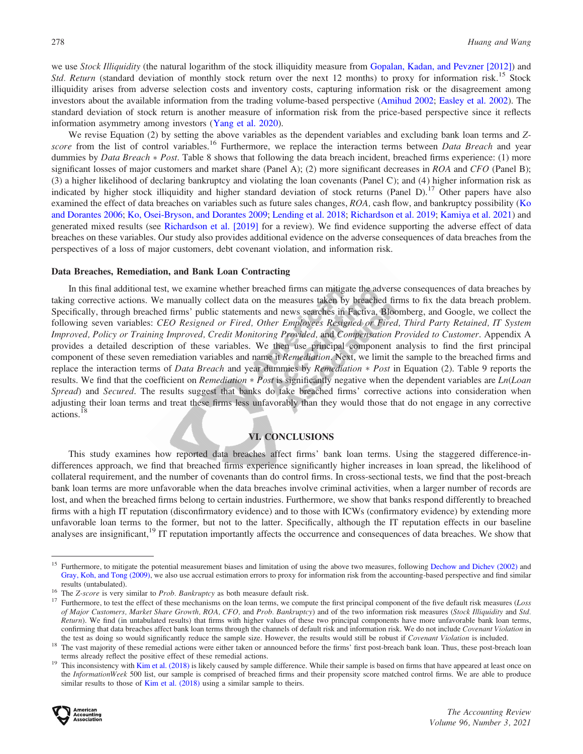we use *Stock Illiquidity* (the natural logarithm of the stock illiquidity measure from Gopalan, Kadan, and Pevzner [2012]) and *Std. Return* (standard deviation of monthly stock return over the next 12 months) to proxy for information risk.[15] Stock illiquidity arises from adverse selection costs and inventory costs, capturing information risk or the disagreement among investors about the available information from the trading volume-based perspective (Amihud 2002; Easley et al. 2002). The standard deviation of stock return is another measure of information risk from the price-based perspective since it reflects information asymmetry among investors (Yang et al. 2020).

We revise Equation (2) by setting the above variables as the dependent variables and excluding bank loan terms and *Z-score* from the list of control variables.[16] Furthermore, we replace the interaction terms between *Data Breach* and year dummies by *Data Breach ∗ Post*. Table 8 shows that following the data breach incident, breached firms experience: (1) more significant losses of major customers and market share (Panel A); (2) more significant decreases in *ROA* and *CFO* (Panel B); (3) a higher likelihood of declaring bankruptcy and violating the loan covenants (Panel C); and (4) higher information risk as indicated by higher stock illiquidity and higher standard deviation of stock returns (Panel D).[17] Other papers have also examined the effect of data breaches on variables such as future sales changes, *ROA*, cash flow, and bankruptcy possibility (Ko and Dorantes 2006; Ko, Osei-Bryson, and Dorantes 2009; Lending et al. 2018; Richardson et al. 2019; Kamiya et al. 2021) and generated mixed results (see Richardson et al. [2019] for a review). We find evidence supporting the adverse effect of data breaches on these variables. Our study also provides additional evidence on the adverse consequences of data breaches from the perspectives of a loss of major customers, debt covenant violation, and information risk.

### Data Breaches, Remediation, and Bank Loan Contracting

In this final additional test, we examine whether breached firms can mitigate the adverse consequences of data breaches by taking corrective actions. We manually collect data on the measures taken by breached firms to fix the data breach problem. Specifically, through breached firms' public statements and news searches in Factiva, Bloomberg, and Google, we collect the following seven variables: *CEO Resigned or Fired, Other Employees Resigned or Fired, Third Party Retained, IT System Improved, Policy or Training Improved, Credit Monitoring Provided,* and *Compensation Provided to Customer*. Appendix A provides a detailed description of these variables. We then use principal component analysis to find the first principal component of these seven remediation variables and name it *Remediation*. Next, we limit the sample to the breached firms and replace the interaction terms of *Data Breach* and year dummies by *Remediation ∗ Post* in Equation (2). Table 9 reports the results. We find that the coefficient on *Remediation ∗ Post* is significantly negative when the dependent variables are *Ln*(*Loan Spread*) and *Secured*. The results suggest that banks do take breached firms' corrective actions into consideration when adjusting their loan terms and treat these firms less unfavorably than they would those that do not engage in any corrective actions.[18]

## VI. CONCLUSIONS

This study examines how reported data breaches affect firms' bank loan terms. Using the staggered difference-in-differences approach, we find that breached firms experience significantly higher increases in loan spread, the likelihood of collateral requirement, and the number of covenants than do control firms. In cross-sectional tests, we find that the post-breach bank loan terms are more unfavorable when the data breaches involve criminal activities, when a larger number of records are lost, and when the breached firms belong to certain industries. Furthermore, we show that banks respond differently to breached firms with a high IT reputation (disconfirmatory evidence) and to those with ICWs (confirmatory evidence) by extending more unfavorable loan terms to the former, but not to the latter. Specifically, although the IT reputation effects in our baseline analyses are insignificant,[19] IT reputation importantly affects the occurrence and consequences of data breaches. We show that

---

[15] Furthermore, to mitigate the potential measurement biases and limitation of using the above two measures, following Dechow and Dichev (2002) and Gray, Koh, and Tong (2009), we also use accrual estimation errors to proxy for information risk from the accounting-based perspective and find similar results (untabulated).

[16] The *Z-score* is very similar to *Prob. Bankruptcy* as both measure default risk.

[17] Furthermore, to test the effect of these mechanisms on the loan terms, we compute the first principal component of the five default risk measures (*Loss of Major Customers, Market Share Growth, ROA, CFO,* and *Prob. Bankruptcy*) and of the two information risk measures (*Stock Illiquidity* and *Std. Return*). We find (in untabulated results) that firms with higher values of these two principal components have more unfavorable bank loan terms, confirming that data breaches affect bank loan terms through the channels of default risk and information risk. We do not include *Covenant Violation* in the test as doing so would significantly reduce the sample size. However, the results would still be robust if *Covenant Violation* is included.

[18] The vast majority of these remedial actions were either taken or announced before the firms' first post-breach bank loan. Thus, these post-breach loan terms already reflect the positive effect of these remedial actions.

[19] This inconsistency with Kim et al. (2018) is likely caused by sample difference. While their sample is based on firms that have appeared at least once on the *InformationWeek* 500 list, our sample is comprised of breached firms and their propensity score matched control firms. We are able to produce similar results to those of Kim et al. (2018) using a similar sample to theirs.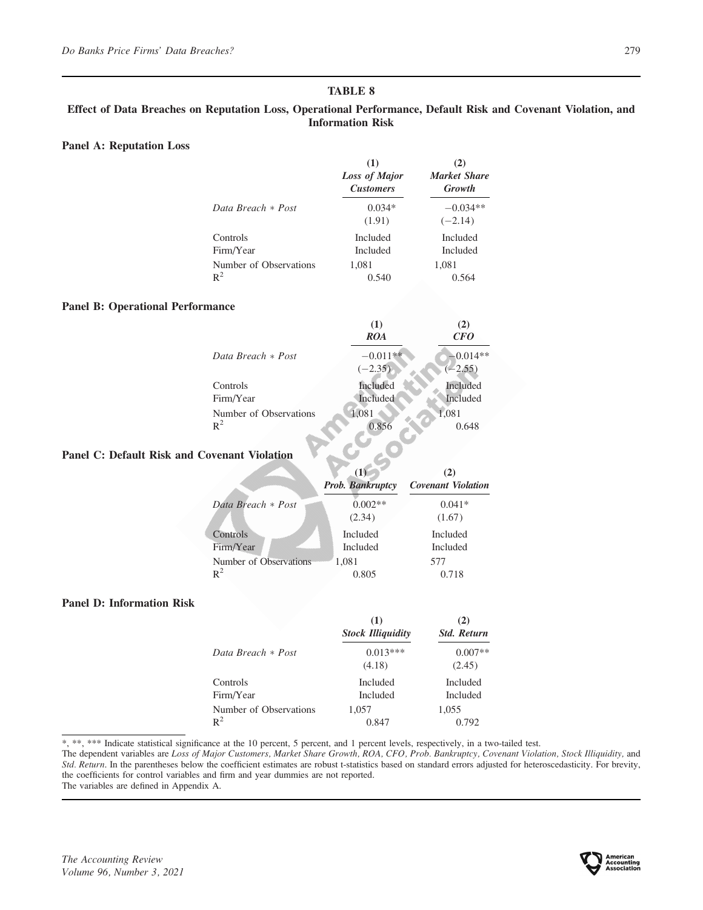## TABLE 8

### Effect of Data Breaches on Reputation Loss, Operational Performance, Default Risk and Covenant Violation, and Information Risk

**Panel A: Reputation Loss**

| | (1) *Loss of Major Customers* | (2) *Market Share Growth* |
|---|---|---|
| *Data Breach * Post* | 0.034* | −0.034** |
| | (1.91) | (−2.14) |
| Controls | Included | Included |
| Firm/Year | Included | Included |
| Number of Observations | 1,081 | 1,081 |
| $R^2$ | 0.540 | 0.564 |

**Panel B: Operational Performance**

| | (1) *ROA* | (2) *CFO* |
|---|---|---|
| *Data Breach * Post* | −0.011** | −0.014** |
| | (−2.35) | (−2.55) |
| Controls | Included | Included |
| Firm/Year | Included | Included |
| Number of Observations | 1,081 | 1,081 |
| $R^2$ | 0.856 | 0.648 |

**Panel C: Default Risk and Covenant Violation**

| | (1) *Prob. Bankruptcy* | (2) *Covenant Violation* |
|---|---|---|
| *Data Breach * Post* | 0.002** | 0.041* |
| | (2.34) | (1.67) |
| Controls | Included | Included |
| Firm/Year | Included | Included |
| Number of Observations | 1,081 | 577 |
| $R^2$ | 0.805 | 0.718 |

**Panel D: Information Risk**

| | (1) *Stock Illiquidity* | (2) *Std. Return* |
|---|---|---|
| *Data Breach * Post* | 0.013*** | 0.007** |
| | (4.18) | (2.45) |
| Controls | Included | Included |
| Firm/Year | Included | Included |
| Number of Observations | 1,057 | 1,055 |
| $R^2$ | 0.847 | 0.792 |

*, **, *** Indicate statistical significance at the 10 percent, 5 percent, and 1 percent levels, respectively, in a two-tailed test.
The dependent variables are *Loss of Major Customers, Market Share Growth, ROA, CFO, Prob. Bankruptcy, Covenant Violation, Stock Illiquidity,* and *Std. Return*. In the parentheses below the coefficient estimates are robust t-statistics based on standard errors adjusted for heteroscedasticity. For brevity, the coefficients for control variables and firm and year dummies are not reported.
The variables are defined in Appendix A.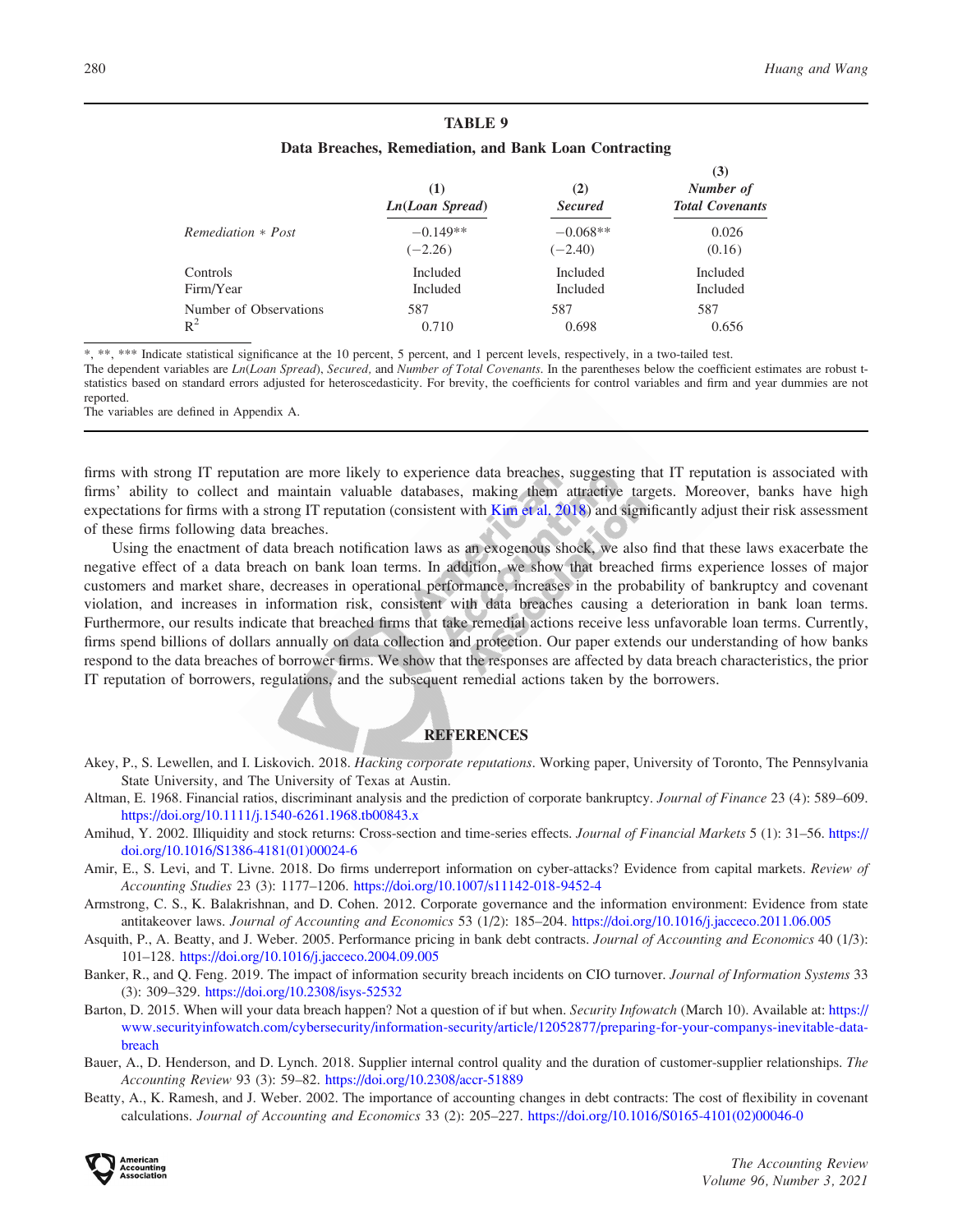**TABLE 9**

**Data Breaches, Remediation, and Bank Loan Contracting**

| | (1) *Ln(Loan Spread)* | (2) *Secured* | (3) *Number of Total Covenants* |
|---|---|---|---|
| *Remediation * Post* | −0.149** | −0.068** | 0.026 |
| | (−2.26) | (−2.40) | (0.16) |
| Controls | Included | Included | Included |
| Firm/Year | Included | Included | Included |
| Number of Observations | 587 | 587 | 587 |
| $R^2$ | 0.710 | 0.698 | 0.656 |

*, **, *** Indicate statistical significance at the 10 percent, 5 percent, and 1 percent levels, respectively, in a two-tailed test.

The dependent variables are *Ln*(*Loan Spread*), *Secured,* and *Number of Total Covenants*. In the parentheses below the coefficient estimates are robust t-statistics based on standard errors adjusted for heteroscedasticity. For brevity, the coefficients for control variables and firm and year dummies are not reported.

The variables are defined in Appendix A.

firms with strong IT reputation are more likely to experience data breaches, suggesting that IT reputation is associated with firms' ability to collect and maintain valuable databases, making them attractive targets. Moreover, banks have high expectations for firms with a strong IT reputation (consistent with Kim et al. 2018) and significantly adjust their risk assessment of these firms following data breaches.

Using the enactment of data breach notification laws as an exogenous shock, we also find that these laws exacerbate the negative effect of a data breach on bank loan terms. In addition, we show that breached firms experience losses of major customers and market share, decreases in operational performance, increases in the probability of bankruptcy and covenant violation, and increases in information risk, consistent with data breaches causing a deterioration in bank loan terms. Furthermore, our results indicate that breached firms that take remedial actions receive less unfavorable loan terms. Currently, firms spend billions of dollars annually on data collection and protection. Our paper extends our understanding of how banks respond to the data breaches of borrower firms. We show that the responses are affected by data breach characteristics, the prior IT reputation of borrowers, regulations, and the subsequent remedial actions taken by the borrowers.

## REFERENCES

Akey, P., S. Lewellen, and I. Liskovich. 2018. *Hacking corporate reputations*. Working paper, University of Toronto, The Pennsylvania State University, and The University of Texas at Austin.

Altman, E. 1968. Financial ratios, discriminant analysis and the prediction of corporate bankruptcy. *Journal of Finance* 23 (4): 589–609. https://doi.org/10.1111/j.1540-6261.1968.tb00843.x

Amihud, Y. 2002. Illiquidity and stock returns: Cross-section and time-series effects. *Journal of Financial Markets* 5 (1): 31–56. https://doi.org/10.1016/S1386-4181(01)00024-6

Amir, E., S. Levi, and T. Livne. 2018. Do firms underreport information on cyber-attacks? Evidence from capital markets. *Review of Accounting Studies* 23 (3): 1177–1206. https://doi.org/10.1007/s11142-018-9452-4

Armstrong, C. S., K. Balakrishnan, and D. Cohen. 2012. Corporate governance and the information environment: Evidence from state antitakeover laws. *Journal of Accounting and Economics* 53 (1/2): 185–204. https://doi.org/10.1016/j.jacceco.2011.06.005

Asquith, P., A. Beatty, and J. Weber. 2005. Performance pricing in bank debt contracts. *Journal of Accounting and Economics* 40 (1/3): 101–128. https://doi.org/10.1016/j.jacceco.2004.09.005

Banker, R., and Q. Feng. 2019. The impact of information security breach incidents on CIO turnover. *Journal of Information Systems* 33 (3): 309–329. https://doi.org/10.2308/isys-52532

Barton, D. 2015. When will your data breach happen? Not a question of if but when. *Security Infowatch* (March 10). Available at: https://www.securityinfowatch.com/cybersecurity/information-security/article/12052877/preparing-for-your-companys-inevitable-data-breach

Bauer, A., D. Henderson, and D. Lynch. 2018. Supplier internal control quality and the duration of customer-supplier relationships. *The Accounting Review* 93 (3): 59–82. https://doi.org/10.2308/accr-51889

Beatty, A., K. Ramesh, and J. Weber. 2002. The importance of accounting changes in debt contracts: The cost of flexibility in covenant calculations. *Journal of Accounting and Economics* 33 (2): 205–227. https://doi.org/10.1016/S0165-4101(02)00046-0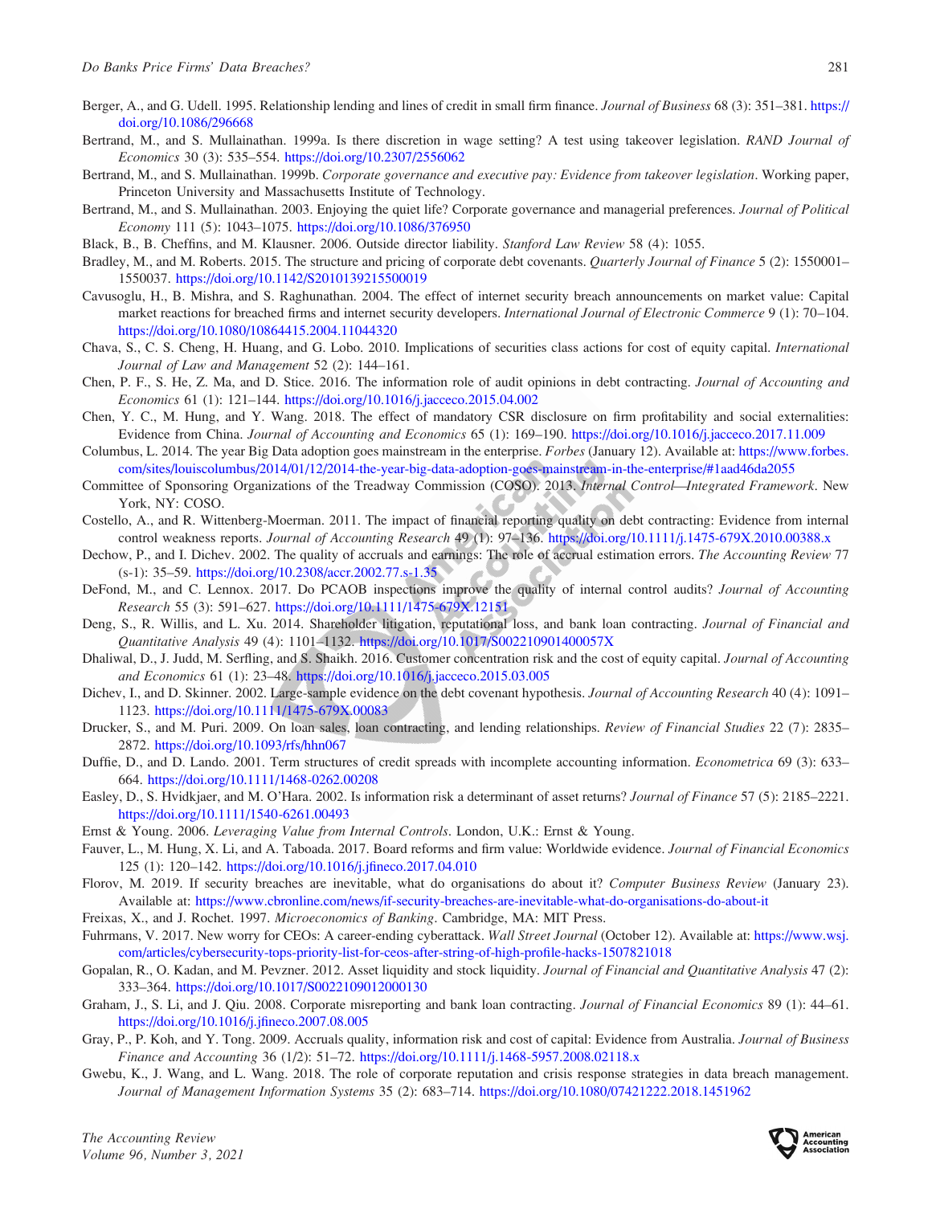Berger, A., and G. Udell. 1995. Relationship lending and lines of credit in small firm finance. *Journal of Business* 68 (3): 351–381. https://doi.org/10.1086/296668

Bertrand, M., and S. Mullainathan. 1999a. Is there discretion in wage setting? A test using takeover legislation. *RAND Journal of Economics* 30 (3): 535–554. https://doi.org/10.2307/2556062

Bertrand, M., and S. Mullainathan. 1999b. *Corporate governance and executive pay: Evidence from takeover legislation*. Working paper, Princeton University and Massachusetts Institute of Technology.

Bertrand, M., and S. Mullainathan. 2003. Enjoying the quiet life? Corporate governance and managerial preferences. *Journal of Political Economy* 111 (5): 1043–1075. https://doi.org/10.1086/376950

Black, B., B. Cheffins, and M. Klausner. 2006. Outside director liability. *Stanford Law Review* 58 (4): 1055.

Bradley, M., and M. Roberts. 2015. The structure and pricing of corporate debt covenants. *Quarterly Journal of Finance* 5 (2): 1550001–1550037. https://doi.org/10.1142/S2010139215500019

Cavusoglu, H., B. Mishra, and S. Raghunathan. 2004. The effect of internet security breach announcements on market value: Capital market reactions for breached firms and internet security developers. *International Journal of Electronic Commerce* 9 (1): 70–104. https://doi.org/10.1080/10864415.2004.11044320

Chava, S., C. S. Cheng, H. Huang, and G. Lobo. 2010. Implications of securities class actions for cost of equity capital. *International Journal of Law and Management* 52 (2): 144–161.

Chen, P. F., S. He, Z. Ma, and D. Stice. 2016. The information role of audit opinions in debt contracting. *Journal of Accounting and Economics* 61 (1): 121–144. https://doi.org/10.1016/j.jacceco.2015.04.002

Chen, Y. C., M. Hung, and Y. Wang. 2018. The effect of mandatory CSR disclosure on firm profitability and social externalities: Evidence from China. *Journal of Accounting and Economics* 65 (1): 169–190. https://doi.org/10.1016/j.jacceco.2017.11.009

Columbus, L. 2014. The year Big Data adoption goes mainstream in the enterprise. *Forbes* (January 12). Available at: https://www.forbes.com/sites/louiscolumbus/2014/01/12/2014-the-year-big-data-adoption-goes-mainstream-in-the-enterprise/#1aad46da2055

Committee of Sponsoring Organizations of the Treadway Commission (COSO). 2013. *Internal Control—Integrated Framework*. New York, NY: COSO.

Costello, A., and R. Wittenberg-Moerman. 2011. The impact of financial reporting quality on debt contracting: Evidence from internal control weakness reports. *Journal of Accounting Research* 49 (1): 97–136. https://doi.org/10.1111/j.1475-679X.2010.00388.x

Dechow, P., and I. Dichev. 2002. The quality of accruals and earnings: The role of accrual estimation errors. *The Accounting Review* 77 (s-1): 35–59. https://doi.org/10.2308/accr.2002.77.s-1.35

DeFond, M., and C. Lennox. 2017. Do PCAOB inspections improve the quality of internal control audits? *Journal of Accounting Research* 55 (3): 591–627. https://doi.org/10.1111/1475-679X.12151

Deng, S., R. Willis, and L. Xu. 2014. Shareholder litigation, reputational loss, and bank loan contracting. *Journal of Financial and Quantitative Analysis* 49 (4): 1101–1132. https://doi.org/10.1017/S002210901400057X

Dhaliwal, D., J. Judd, M. Serfling, and S. Shaikh. 2016. Customer concentration risk and the cost of equity capital. *Journal of Accounting and Economics* 61 (1): 23–48. https://doi.org/10.1016/j.jacceco.2015.03.005

Dichev, I., and D. Skinner. 2002. Large-sample evidence on the debt covenant hypothesis. *Journal of Accounting Research* 40 (4): 1091–1123. https://doi.org/10.1111/1475-679X.00083

Drucker, S., and M. Puri. 2009. On loan sales, loan contracting, and lending relationships. *Review of Financial Studies* 22 (7): 2835–2872. https://doi.org/10.1093/rfs/hhn067

Duffie, D., and D. Lando. 2001. Term structures of credit spreads with incomplete accounting information. *Econometrica* 69 (3): 633–664. https://doi.org/10.1111/1468-0262.00208

Easley, D., S. Hvidkjaer, and M. O'Hara. 2002. Is information risk a determinant of asset returns? *Journal of Finance* 57 (5): 2185–2221. https://doi.org/10.1111/1540-6261.00493

Ernst & Young. 2006. *Leveraging Value from Internal Controls*. London, U.K.: Ernst & Young.

Fauver, L., M. Hung, X. Li, and A. Taboada. 2017. Board reforms and firm value: Worldwide evidence. *Journal of Financial Economics* 125 (1): 120–142. https://doi.org/10.1016/j.jfineco.2017.04.010

Florov, M. 2019. If security breaches are inevitable, what do organisations do about it? *Computer Business Review* (January 23). Available at: https://www.cbronline.com/news/if-security-breaches-are-inevitable-what-do-organisations-do-about-it

Freixas, X., and J. Rochet. 1997. *Microeconomics of Banking*. Cambridge, MA: MIT Press.

Fuhrmans, V. 2017. New worry for CEOs: A career-ending cyberattack. *Wall Street Journal* (October 12). Available at: https://www.wsj.com/articles/cybersecurity-tops-priority-list-for-ceos-after-string-of-high-profile-hacks-1507821018

Gopalan, R., O. Kadan, and M. Pevzner. 2012. Asset liquidity and stock liquidity. *Journal of Financial and Quantitative Analysis* 47 (2): 333–364. https://doi.org/10.1017/S0022109012000130

Graham, J., S. Li, and J. Qiu. 2008. Corporate misreporting and bank loan contracting. *Journal of Financial Economics* 89 (1): 44–61. https://doi.org/10.1016/j.jfineco.2007.08.005

Gray, P., P. Koh, and Y. Tong. 2009. Accruals quality, information risk and cost of capital: Evidence from Australia. *Journal of Business Finance and Accounting* 36 (1/2): 51–72. https://doi.org/10.1111/j.1468-5957.2008.02118.x

Gwebu, K., J. Wang, and L. Wang. 2018. The role of corporate reputation and crisis response strategies in data breach management. *Journal of Management Information Systems* 35 (2): 683–714. https://doi.org/10.1080/07421222.2018.1451962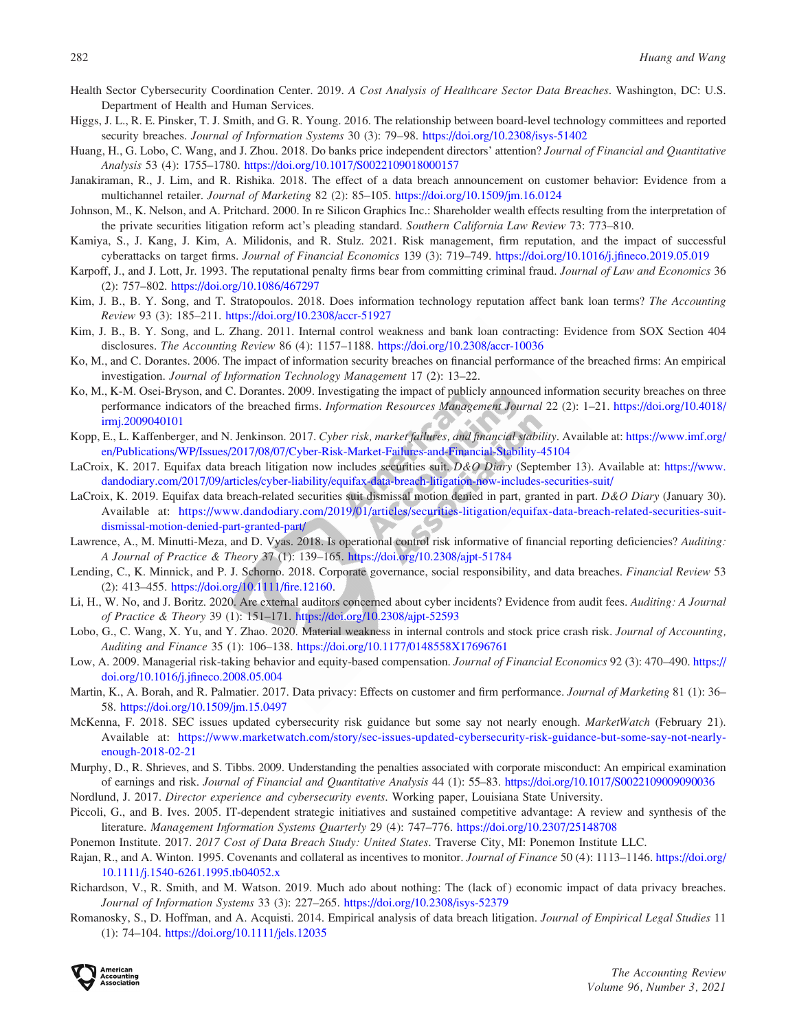Health Sector Cybersecurity Coordination Center. 2019. *A Cost Analysis of Healthcare Sector Data Breaches*. Washington, DC: U.S. Department of Health and Human Services.

Higgs, J. L., R. E. Pinsker, T. J. Smith, and G. R. Young. 2016. The relationship between board-level technology committees and reported security breaches. *Journal of Information Systems* 30 (3): 79–98. https://doi.org/10.2308/isys-51402

Huang, H., G. Lobo, C. Wang, and J. Zhou. 2018. Do banks price independent directors' attention? *Journal of Financial and Quantitative Analysis* 53 (4): 1755–1780. https://doi.org/10.1017/S0022109018000157

Janakiraman, R., J. Lim, and R. Rishika. 2018. The effect of a data breach announcement on customer behavior: Evidence from a multichannel retailer. *Journal of Marketing* 82 (2): 85–105. https://doi.org/10.1509/jm.16.0124

Johnson, M., K. Nelson, and A. Pritchard. 2000. In re Silicon Graphics Inc.: Shareholder wealth effects resulting from the interpretation of the private securities litigation reform act's pleading standard. *Southern California Law Review* 73: 773–810.

Kamiya, S., J. Kang, J. Kim, A. Milidonis, and R. Stulz. 2021. Risk management, firm reputation, and the impact of successful cyberattacks on target firms. *Journal of Financial Economics* 139 (3): 719–749. https://doi.org/10.1016/j.jfineco.2019.05.019

Karpoff, J., and J. Lott, Jr. 1993. The reputational penalty firms bear from committing criminal fraud. *Journal of Law and Economics* 36 (2): 757–802. https://doi.org/10.1086/467297

Kim, J. B., B. Y. Song, and T. Stratopoulos. 2018. Does information technology reputation affect bank loan terms? *The Accounting Review* 93 (3): 185–211. https://doi.org/10.2308/accr-51927

Kim, J. B., B. Y. Song, and L. Zhang. 2011. Internal control weakness and bank loan contracting: Evidence from SOX Section 404 disclosures. *The Accounting Review* 86 (4): 1157–1188. https://doi.org/10.2308/accr-10036

Ko, M., and C. Dorantes. 2006. The impact of information security breaches on financial performance of the breached firms: An empirical investigation. *Journal of Information Technology Management* 17 (2): 13–22.

Ko, M., K-M. Osei-Bryson, and C. Dorantes. 2009. Investigating the impact of publicly announced information security breaches on three performance indicators of the breached firms. *Information Resources Management Journal* 22 (2): 1–21. https://doi.org/10.4018/irmj.2009040101

Kopp, E., L. Kaffenberger, and N. Jenkinson. 2017. *Cyber risk, market failures, and financial stability*. Available at: https://www.imf.org/en/Publications/WP/Issues/2017/08/07/Cyber-Risk-Market-Failures-and-Financial-Stability-45104

LaCroix, K. 2017. Equifax data breach litigation now includes securities suit. *D&O Diary* (September 13). Available at: https://www.dandodiary.com/2017/09/articles/cyber-liability/equifax-data-breach-litigation-now-includes-securities-suit/

LaCroix, K. 2019. Equifax data breach-related securities suit dismissal motion denied in part, granted in part. *D&O Diary* (January 30). Available at: https://www.dandodiary.com/2019/01/articles/securities-litigation/equifax-data-breach-related-securities-suit-dismissal-motion-denied-part-granted-part/

Lawrence, A., M. Minutti-Meza, and D. Vyas. 2018. Is operational control risk informative of financial reporting deficiencies? *Auditing: A Journal of Practice & Theory* 37 (1): 139–165. https://doi.org/10.2308/ajpt-51784

Lending, C., K. Minnick, and P. J. Schorno. 2018. Corporate governance, social responsibility, and data breaches. *Financial Review* 53 (2): 413–455. https://doi.org/10.1111/fire.12160.

Li, H., W. No, and J. Boritz. 2020. Are external auditors concerned about cyber incidents? Evidence from audit fees. *Auditing: A Journal of Practice & Theory* 39 (1): 151–171. https://doi.org/10.2308/ajpt-52593

Lobo, G., C. Wang, X. Yu, and Y. Zhao. 2020. Material weakness in internal controls and stock price crash risk. *Journal of Accounting, Auditing and Finance* 35 (1): 106–138. https://doi.org/10.1177/0148558X17696761

Low, A. 2009. Managerial risk-taking behavior and equity-based compensation. *Journal of Financial Economics* 92 (3): 470–490. https://doi.org/10.1016/j.jfineco.2008.05.004

Martin, K., A. Borah, and R. Palmatier. 2017. Data privacy: Effects on customer and firm performance. *Journal of Marketing* 81 (1): 36–58. https://doi.org/10.1509/jm.15.0497

McKenna, F. 2018. SEC issues updated cybersecurity risk guidance but some say not nearly enough. *MarketWatch* (February 21). Available at: https://www.marketwatch.com/story/sec-issues-updated-cybersecurity-risk-guidance-but-some-say-not-nearly-enough-2018-02-21

Murphy, D., R. Shrieves, and S. Tibbs. 2009. Understanding the penalties associated with corporate misconduct: An empirical examination of earnings and risk. *Journal of Financial and Quantitative Analysis* 44 (1): 55–83. https://doi.org/10.1017/S0022109009090036

Nordlund, J. 2017. *Director experience and cybersecurity events*. Working paper, Louisiana State University.

Piccoli, G., and B. Ives. 2005. IT-dependent strategic initiatives and sustained competitive advantage: A review and synthesis of the literature. *Management Information Systems Quarterly* 29 (4): 747–776. https://doi.org/10.2307/25148708

Ponemon Institute. 2017. *2017 Cost of Data Breach Study: United States*. Traverse City, MI: Ponemon Institute LLC.

Rajan, R., and A. Winton. 1995. Covenants and collateral as incentives to monitor. *Journal of Finance* 50 (4): 1113–1146. https://doi.org/10.1111/j.1540-6261.1995.tb04052.x

Richardson, V., R. Smith, and M. Watson. 2019. Much ado about nothing: The (lack of) economic impact of data privacy breaches. *Journal of Information Systems* 33 (3): 227–265. https://doi.org/10.2308/isys-52379

Romanosky, S., D. Hoffman, and A. Acquisti. 2014. Empirical analysis of data breach litigation. *Journal of Empirical Legal Studies* 11 (1): 74–104. https://doi.org/10.1111/jels.12035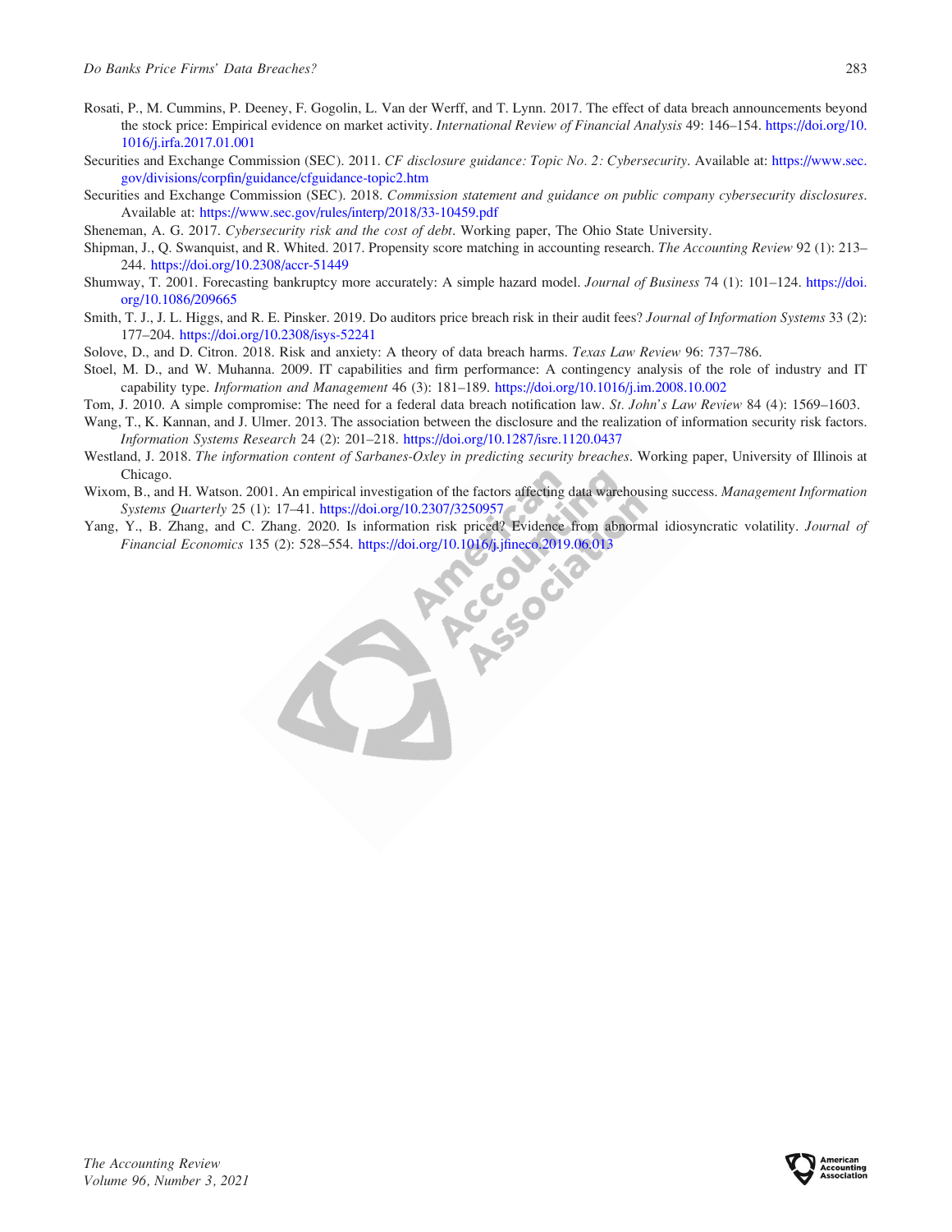Rosati, P., M. Cummins, P. Deeney, F. Gogolin, L. Van der Werff, and T. Lynn. 2017. The effect of data breach announcements beyond the stock price: Empirical evidence on market activity. *International Review of Financial Analysis* 49: 146–154. https://doi.org/10.1016/j.irfa.2017.01.001

Securities and Exchange Commission (SEC). 2011. *CF disclosure guidance: Topic No. 2: Cybersecurity*. Available at: https://www.sec.gov/divisions/corpfin/guidance/cfguidance-topic2.htm

Securities and Exchange Commission (SEC). 2018. *Commission statement and guidance on public company cybersecurity disclosures*. Available at: https://www.sec.gov/rules/interp/2018/33-10459.pdf

Sheneman, A. G. 2017. *Cybersecurity risk and the cost of debt*. Working paper, The Ohio State University.

Shipman, J., Q. Swanquist, and R. Whited. 2017. Propensity score matching in accounting research. *The Accounting Review* 92 (1): 213–244. https://doi.org/10.2308/accr-51449

Shumway, T. 2001. Forecasting bankruptcy more accurately: A simple hazard model. *Journal of Business* 74 (1): 101–124. https://doi.org/10.1086/209665

Smith, T. J., J. L. Higgs, and R. E. Pinsker. 2019. Do auditors price breach risk in their audit fees? *Journal of Information Systems* 33 (2): 177–204. https://doi.org/10.2308/isys-52241

Solove, D., and D. Citron. 2018. Risk and anxiety: A theory of data breach harms. *Texas Law Review* 96: 737–786.

Stoel, M. D., and W. Muhanna. 2009. IT capabilities and firm performance: A contingency analysis of the role of industry and IT capability type. *Information and Management* 46 (3): 181–189. https://doi.org/10.1016/j.im.2008.10.002

Tom, J. 2010. A simple compromise: The need for a federal data breach notification law. *St. John's Law Review* 84 (4): 1569–1603.

Wang, T., K. Kannan, and J. Ulmer. 2013. The association between the disclosure and the realization of information security risk factors. *Information Systems Research* 24 (2): 201–218. https://doi.org/10.1287/isre.1120.0437

Westland, J. 2018. *The information content of Sarbanes-Oxley in predicting security breaches*. Working paper, University of Illinois at Chicago.

Wixom, B., and H. Watson. 2001. An empirical investigation of the factors affecting data warehousing success. *Management Information Systems Quarterly* 25 (1): 17–41. https://doi.org/10.2307/3250957

Yang, Y., B. Zhang, and C. Zhang. 2020. Is information risk priced? Evidence from abnormal idiosyncratic volatility. *Journal of Financial Economics* 135 (2): 528–554. https://doi.org/10.1016/j.jfineco.2019.06.013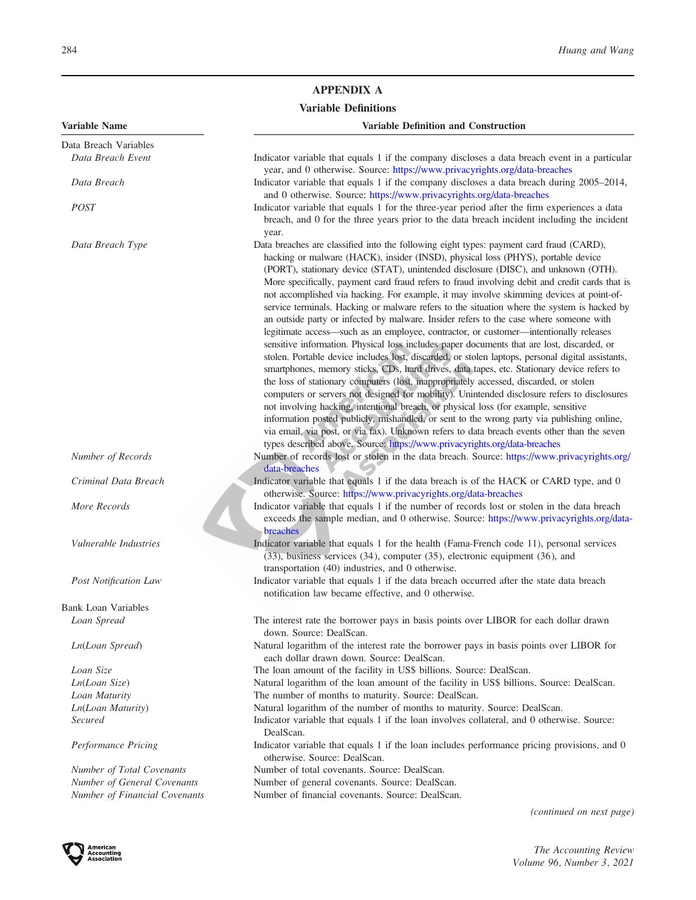## APPENDIX A

### Variable Definitions

| Variable Name | Variable Definition and Construction |
|---|---|
| Data Breach Variables | |
| *Data Breach Event* | Indicator variable that equals 1 if the company discloses a data breach event in a particular year, and 0 otherwise. Source: https://www.privacyrights.org/data-breaches |
| *Data Breach* | Indicator variable that equals 1 if the company discloses a data breach during 2005–2014, and 0 otherwise. Source: https://www.privacyrights.org/data-breaches |
| *POST* | Indicator variable that equals 1 for the three-year period after the firm experiences a data breach, and 0 for the three years prior to the data breach incident including the incident year. |
| *Data Breach Type* | Data breaches are classified into the following eight types: payment card fraud (CARD), hacking or malware (HACK), insider (INSD), physical loss (PHYS), portable device (PORT), stationary device (STAT), unintended disclosure (DISC), and unknown (OTH). More specifically, payment card fraud refers to fraud involving debit and credit cards that is not accomplished via hacking. For example, it may involve skimming devices at point-of-service terminals. Hacking or malware refers to the situation where the system is hacked by an outside party or infected by malware. Insider refers to the case where someone with legitimate access—such as an employee, contractor, or customer—intentionally releases sensitive information. Physical loss includes paper documents that are lost, discarded, or stolen. Portable device includes lost, discarded, or stolen laptops, personal digital assistants, smartphones, memory sticks, CDs, hard drives, data tapes, etc. Stationary device refers to the loss of stationary computers (lost, inappropriately accessed, discarded, or stolen computers or servers not designed for mobility). Unintended disclosure refers to disclosures not involving hacking, intentional breach, or physical loss (for example, sensitive information posted publicly, mishandled, or sent to the wrong party via publishing online, via email, via post, or via fax). Unknown refers to data breach events other than the seven types described above. Source: https://www.privacyrights.org/data-breaches |
| *Number of Records* | Number of records lost or stolen in the data breach. Source: https://www.privacyrights.org/data-breaches |
| *Criminal Data Breach* | Indicator variable that equals 1 if the data breach is of the HACK or CARD type, and 0 otherwise. Source: https://www.privacyrights.org/data-breaches |
| *More Records* | Indicator variable that equals 1 if the number of records lost or stolen in the data breach exceeds the sample median, and 0 otherwise. Source: https://www.privacyrights.org/data-breaches |
| *Vulnerable Industries* | Indicator variable that equals 1 for the health (Fama-French code 11), personal services (33), business services (34), computer (35), electronic equipment (36), and transportation (40) industries, and 0 otherwise. |
| *Post Notification Law* | Indicator variable that equals 1 if the data breach occurred after the state data breach notification law became effective, and 0 otherwise. |
| Bank Loan Variables | |
| *Loan Spread* | The interest rate the borrower pays in basis points over LIBOR for each dollar drawn down. Source: DealScan. |
| *Ln*(*Loan Spread*) | Natural logarithm of the interest rate the borrower pays in basis points over LIBOR for each dollar drawn down. Source: DealScan. |
| *Loan Size* | The loan amount of the facility in US$ billions. Source: DealScan. |
| *Ln*(*Loan Size*) | Natural logarithm of the loan amount of the facility in US$ billions. Source: DealScan. |
| *Loan Maturity* | The number of months to maturity. Source: DealScan. |
| *Ln*(*Loan Maturity*) | Natural logarithm of the number of months to maturity. Source: DealScan. |
| *Secured* | Indicator variable that equals 1 if the loan involves collateral, and 0 otherwise. Source: DealScan. |
| *Performance Pricing* | Indicator variable that equals 1 if the loan includes performance pricing provisions, and 0 otherwise. Source: DealScan. |
| *Number of Total Covenants* | Number of total covenants. Source: DealScan. |
| *Number of General Covenants* | Number of general covenants. Source: DealScan. |
| *Number of Financial Covenants* | Number of financial covenants. Source: DealScan. |

*(continued on next page)*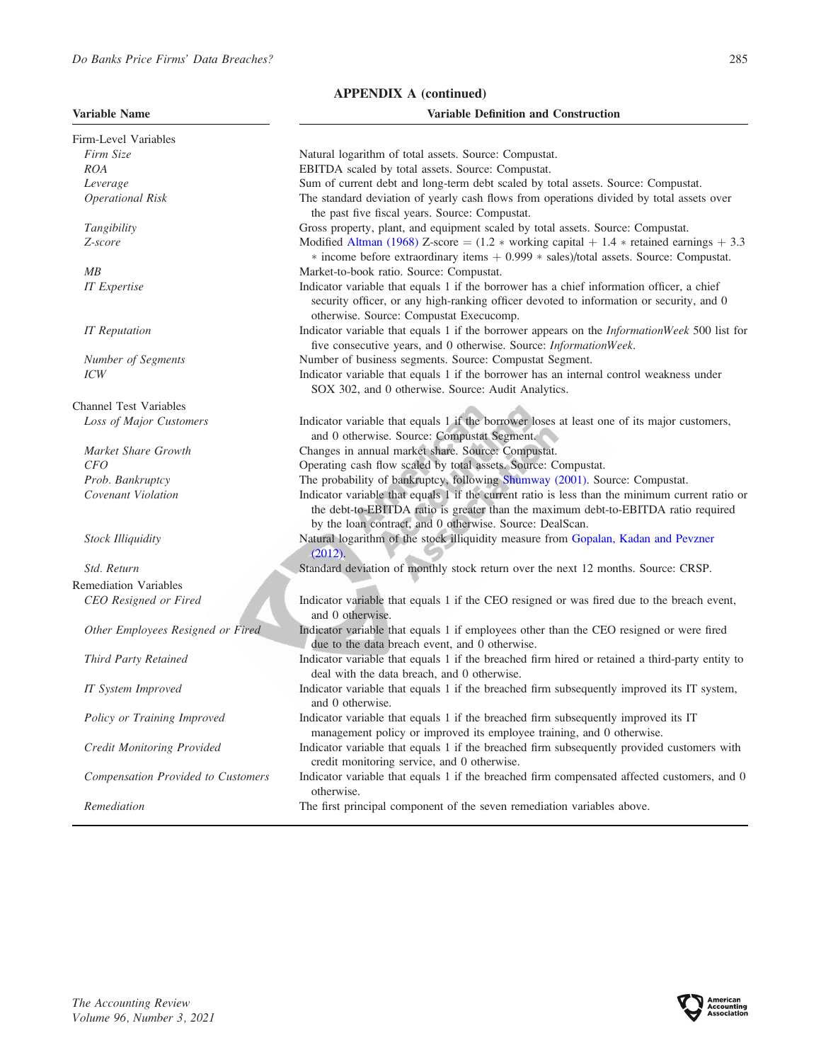**APPENDIX A (continued)**

| Variable Name | Variable Definition and Construction |
|---|---|
| Firm-Level Variables | |
| *Firm Size* | Natural logarithm of total assets. Source: Compustat. |
| *ROA* | EBITDA scaled by total assets. Source: Compustat. |
| *Leverage* | Sum of current debt and long-term debt scaled by total assets. Source: Compustat. |
| *Operational Risk* | The standard deviation of yearly cash flows from operations divided by total assets over the past five fiscal years. Source: Compustat. |
| *Tangibility* | Gross property, plant, and equipment scaled by total assets. Source: Compustat. |
| *Z-score* | Modified Altman (1968) Z-score = (1.2 * working capital + 1.4 * retained earnings + 3.3 * income before extraordinary items + 0.999 * sales)/total assets. Source: Compustat. |
| *MB* | Market-to-book ratio. Source: Compustat. |
| *IT Expertise* | Indicator variable that equals 1 if the borrower has a chief information officer, a chief security officer, or any high-ranking officer devoted to information or security, and 0 otherwise. Source: Compustat Execucomp. |
| *IT Reputation* | Indicator variable that equals 1 if the borrower appears on the *InformationWeek* 500 list for five consecutive years, and 0 otherwise. Source: *InformationWeek*. |
| *Number of Segments* | Number of business segments. Source: Compustat Segment. |
| *ICW* | Indicator variable that equals 1 if the borrower has an internal control weakness under SOX 302, and 0 otherwise. Source: Audit Analytics. |
| Channel Test Variables | |
| *Loss of Major Customers* | Indicator variable that equals 1 if the borrower loses at least one of its major customers, and 0 otherwise. Source: Compustat Segment. |
| *Market Share Growth* | Changes in annual market share. Source: Compustat. |
| *CFO* | Operating cash flow scaled by total assets. Source: Compustat. |
| *Prob. Bankruptcy* | The probability of bankruptcy, following Shumway (2001). Source: Compustat. |
| *Covenant Violation* | Indicator variable that equals 1 if the current ratio is less than the minimum current ratio or the debt-to-EBITDA ratio is greater than the maximum debt-to-EBITDA ratio required by the loan contract, and 0 otherwise. Source: DealScan. |
| *Stock Illiquidity* | Natural logarithm of the stock illiquidity measure from Gopalan, Kadan and Pevzner (2012). |
| *Std. Return* | Standard deviation of monthly stock return over the next 12 months. Source: CRSP. |
| Remediation Variables | |
| *CEO Resigned or Fired* | Indicator variable that equals 1 if the CEO resigned or was fired due to the breach event, and 0 otherwise. |
| *Other Employees Resigned or Fired* | Indicator variable that equals 1 if employees other than the CEO resigned or were fired due to the data breach event, and 0 otherwise. |
| *Third Party Retained* | Indicator variable that equals 1 if the breached firm hired or retained a third-party entity to deal with the data breach, and 0 otherwise. |
| *IT System Improved* | Indicator variable that equals 1 if the breached firm subsequently improved its IT system, and 0 otherwise. |
| *Policy or Training Improved* | Indicator variable that equals 1 if the breached firm subsequently improved its IT management policy or improved its employee training, and 0 otherwise. |
| *Credit Monitoring Provided* | Indicator variable that equals 1 if the breached firm subsequently provided customers with credit monitoring service, and 0 otherwise. |
| *Compensation Provided to Customers* | Indicator variable that equals 1 if the breached firm compensated affected customers, and 0 otherwise. |
| *Remediation* | The first principal component of the seven remediation variables above. |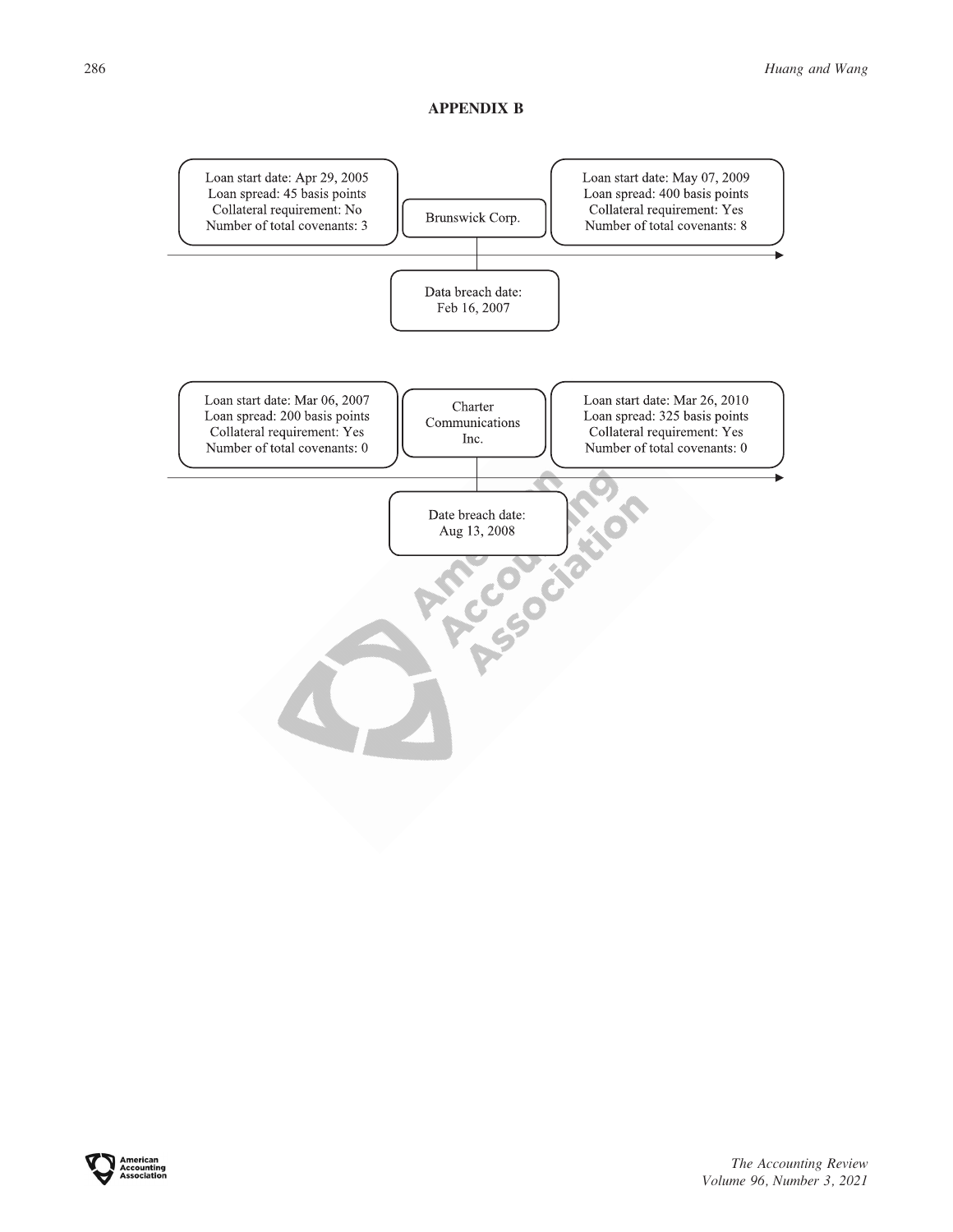## APPENDIX B

Loan start date: Apr 29, 2005
Loan spread: 45 basis points
Collateral requirement: No
Number of total covenants: 3

Brunswick Corp.

Loan start date: May 07, 2009
Loan spread: 400 basis points
Collateral requirement: Yes
Number of total covenants: 8

Data breach date:
Feb 16, 2007

Loan start date: Mar 06, 2007
Loan spread: 200 basis points
Collateral requirement: Yes
Number of total covenants: 0

Charter Communications Inc.

Loan start date: Mar 26, 2010
Loan spread: 325 basis points
Collateral requirement: Yes
Number of total covenants: 0

Date breach date:
Aug 13, 2008